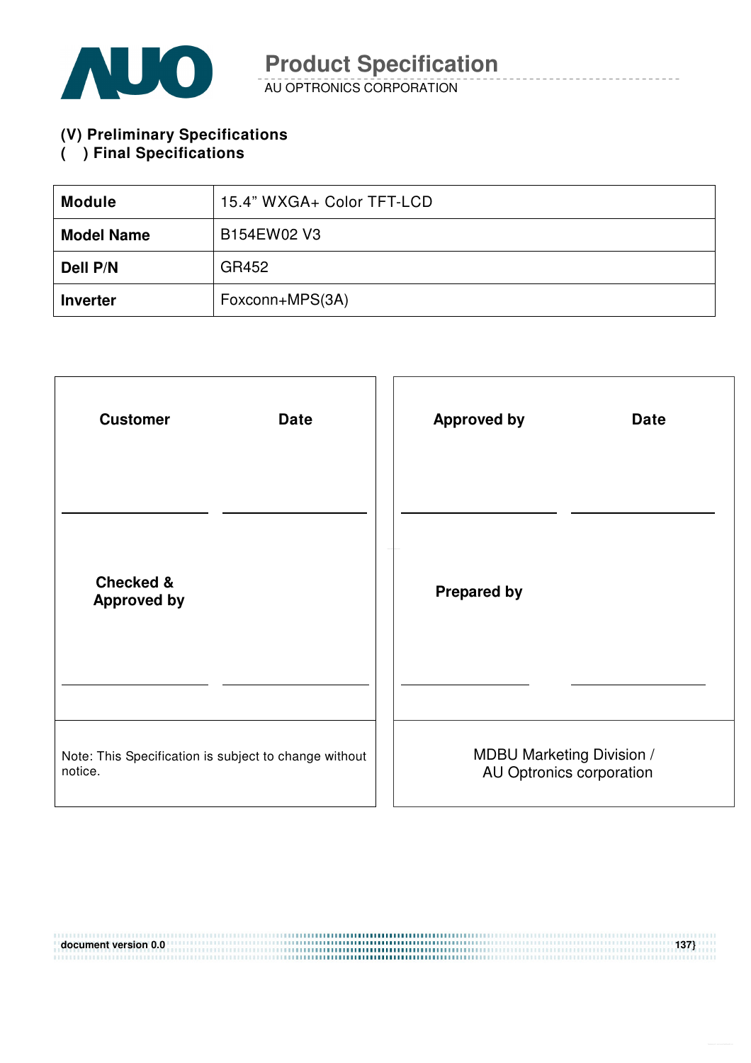# Product Specification

AU OPTRONICS CORPORATION

**(V) Preliminary Specifications**
**( ) Final Specifications**

| **Module** | 15.4" WXGA+ Color TFT-LCD |
|---|---|
| **Model Name** | B154EW02 V3 |
| **Dell P/N** | GR452 |
| **Inverter** | Foxconn+MPS(3A) |

| **Customer** | **Date** | **Approved by** | **Date** |
|---|---|---|---|
| | | | |
| **Checked & Approved by** | | **Prepared by** | |
| | | | |
| Note: This Specification is subject to change without notice. | | MDBU Marketing Division / AU Optronics corporation | |

document version 0.0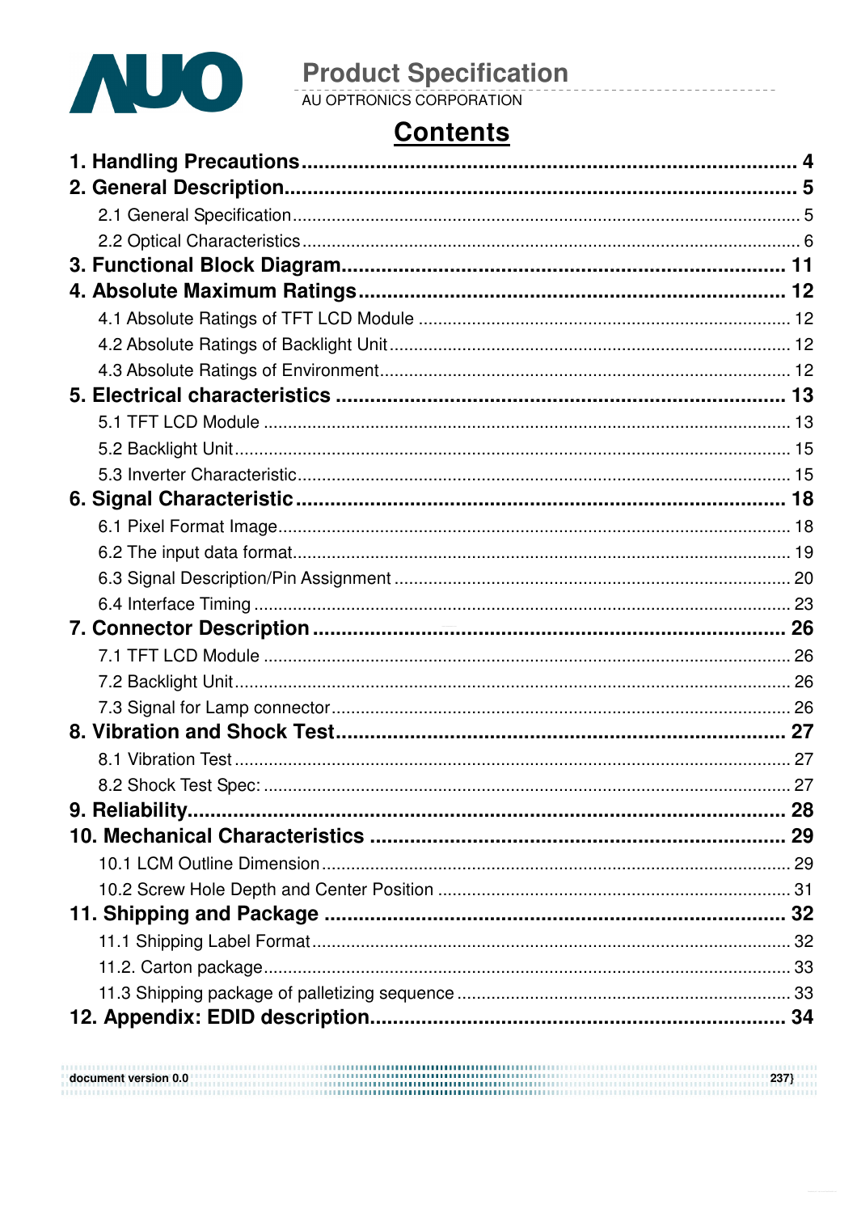# Contents

1. Handling Precautions ........................................................................ 4
2. General Description ......................................................................... 5
   - 2.1 General Specification ................................................................. 5
   - 2.2 Optical Characteristics ............................................................... 6
3. Functional Block Diagram .................................................................. 11
4. Absolute Maximum Ratings ................................................................. 12
   - 4.1 Absolute Ratings of TFT LCD Module ............................................. 12
   - 4.2 Absolute Ratings of Backlight Unit ................................................. 12
   - 4.3 Absolute Ratings of Environment .................................................. 12
5. Electrical characteristics ..................................................................... 13
   - 5.1 TFT LCD Module ........................................................................ 13
   - 5.2 Backlight Unit ........................................................................... 15
   - 5.3 Inverter Characteristic ................................................................ 15
6. Signal Characteristic .......................................................................... 18
   - 6.1 Pixel Format Image .................................................................... 18
   - 6.2 The input data format ................................................................. 19
   - 6.3 Signal Description/Pin Assignment ................................................ 20
   - 6.4 Interface Timing ........................................................................ 23
7. Connector Description ........................................................................ 26
   - 7.1 TFT LCD Module ........................................................................ 26
   - 7.2 Backlight Unit ........................................................................... 26
   - 7.3 Signal for Lamp connector ............................................................ 26
8. Vibration and Shock Test ..................................................................... 27
   - 8.1 Vibration Test ........................................................................... 27
   - 8.2 Shock Test Spec: ....................................................................... 27
9. Reliability ........................................................................................ 28
10. Mechanical Characteristics ................................................................. 29
    - 10.1 LCM Outline Dimension ............................................................. 29
    - 10.2 Screw Hole Depth and Center Position ........................................... 31
11. Shipping and Package ........................................................................ 32
    - 11.1 Shipping Label Format ............................................................... 32
    - 11.2. Carton package ...................................................................... 33
    - 11.3 Shipping package of palletizing sequence ....................................... 33
12. Appendix: EDID description ................................................................. 34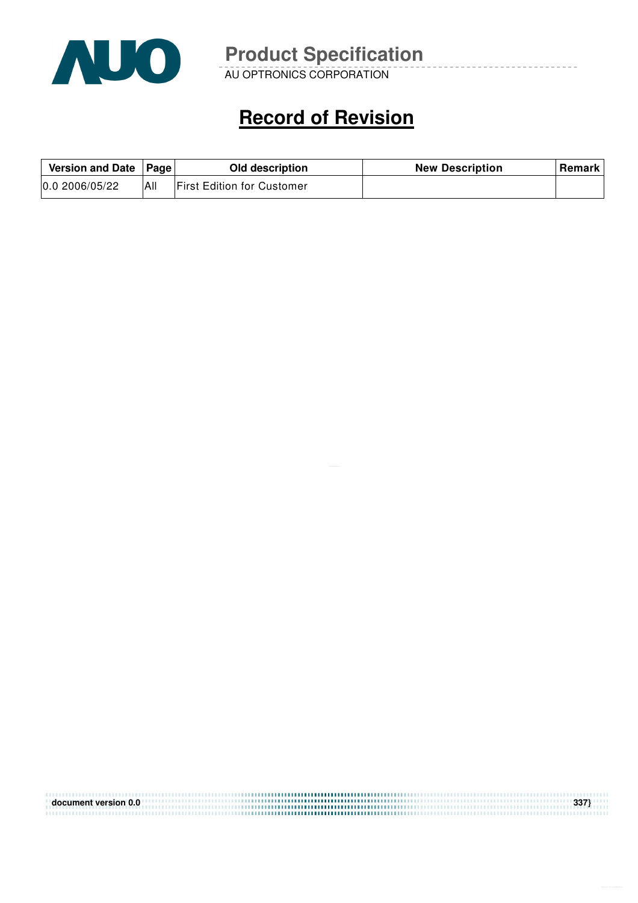# Record of Revision

| Version and Date | Page | Old description | New Description | Remark |
|---|---|---|---|---|
| 0.0 2006/05/22 | All | First Edition for Customer | | |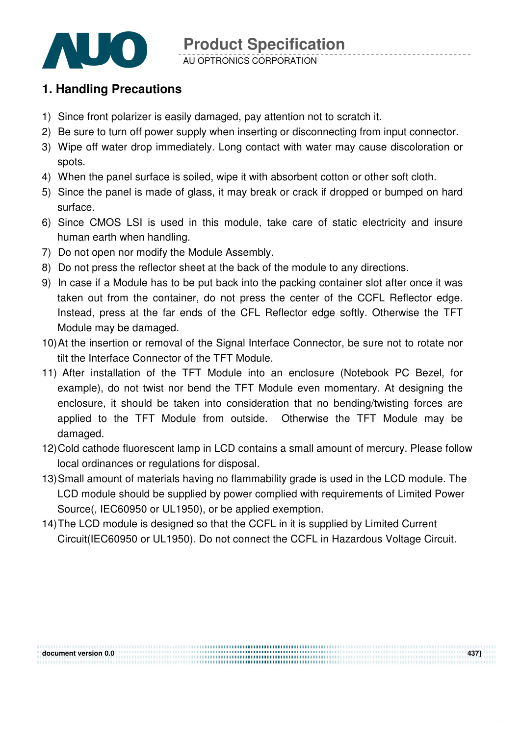# 1. Handling Precautions

1) Since front polarizer is easily damaged, pay attention not to scratch it.
2) Be sure to turn off power supply when inserting or disconnecting from input connector.
3) Wipe off water drop immediately. Long contact with water may cause discoloration or spots.
4) When the panel surface is soiled, wipe it with absorbent cotton or other soft cloth.
5) Since the panel is made of glass, it may break or crack if dropped or bumped on hard surface.
6) Since CMOS LSI is used in this module, take care of static electricity and insure human earth when handling.
7) Do not open nor modify the Module Assembly.
8) Do not press the reflector sheet at the back of the module to any directions.
9) In case if a Module has to be put back into the packing container slot after once it was taken out from the container, do not press the center of the CCFL Reflector edge. Instead, press at the far ends of the CFL Reflector edge softly. Otherwise the TFT Module may be damaged.
10) At the insertion or removal of the Signal Interface Connector, be sure not to rotate nor tilt the Interface Connector of the TFT Module.
11) After installation of the TFT Module into an enclosure (Notebook PC Bezel, for example), do not twist nor bend the TFT Module even momentary. At designing the enclosure, it should be taken into consideration that no bending/twisting forces are applied to the TFT Module from outside. Otherwise the TFT Module may be damaged.
12) Cold cathode fluorescent lamp in LCD contains a small amount of mercury. Please follow local ordinances or regulations for disposal.
13) Small amount of materials having no flammability grade is used in the LCD module. The LCD module should be supplied by power complied with requirements of Limited Power Source(, IEC60950 or UL1950), or be applied exemption.
14) The LCD module is designed so that the CCFL in it is supplied by Limited Current Circuit(IEC60950 or UL1950). Do not connect the CCFL in Hazardous Voltage Circuit.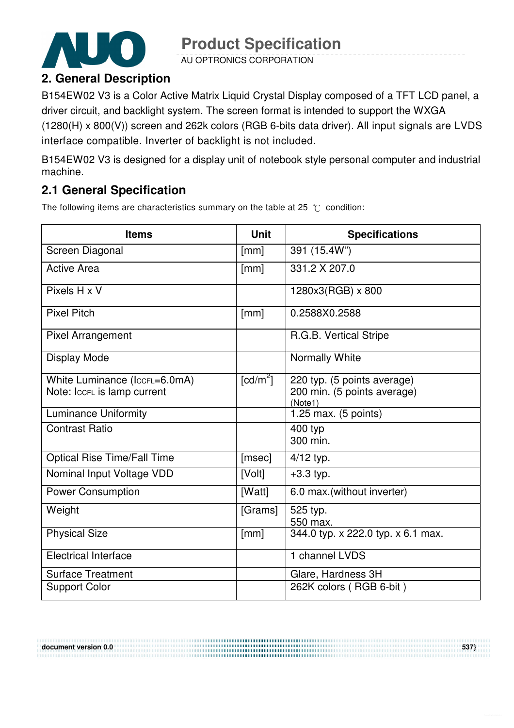## 2. General Description

B154EW02 V3 is a Color Active Matrix Liquid Crystal Display composed of a TFT LCD panel, a driver circuit, and backlight system. The screen format is intended to support the WXGA (1280(H) x 800(V)) screen and 262k colors (RGB 6-bits data driver). All input signals are LVDS interface compatible. Inverter of backlight is not included.

B154EW02 V3 is designed for a display unit of notebook style personal computer and industrial machine.

### 2.1 General Specification

The following items are characteristics summary on the table at 25 ℃ condition:

| Items | Unit | Specifications |
|---|---|---|
| Screen Diagonal | [mm] | 391 (15.4W") |
| Active Area | [mm] | 331.2 X 207.0 |
| Pixels H x V | | 1280x3(RGB) x 800 |
| Pixel Pitch | [mm] | 0.2588X0.2588 |
| Pixel Arrangement | | R.G.B. Vertical Stripe |
| Display Mode | | Normally White |
| White Luminance ($I_{CCFL}$=6.0mA)<br>Note: $I_{CCFL}$ is lamp current | [cd/m$^2$] | 220 typ. (5 points average)<br>200 min. (5 points average)<br>(Note1) |
| Luminance Uniformity | | 1.25 max. (5 points) |
| Contrast Ratio | | 400 typ<br>300 min. |
| Optical Rise Time/Fall Time | [msec] | 4/12 typ. |
| Nominal Input Voltage VDD | [Volt] | +3.3 typ. |
| Power Consumption | [Watt] | 6.0 max.(without inverter) |
| Weight | [Grams] | 525 typ.<br>550 max. |
| Physical Size | [mm] | 344.0 typ. x 222.0 typ. x 6.1 max. |
| Electrical Interface | | 1 channel LVDS |
| Surface Treatment | | Glare, Hardness 3H |
| Support Color | | 262K colors ( RGB 6-bit ) |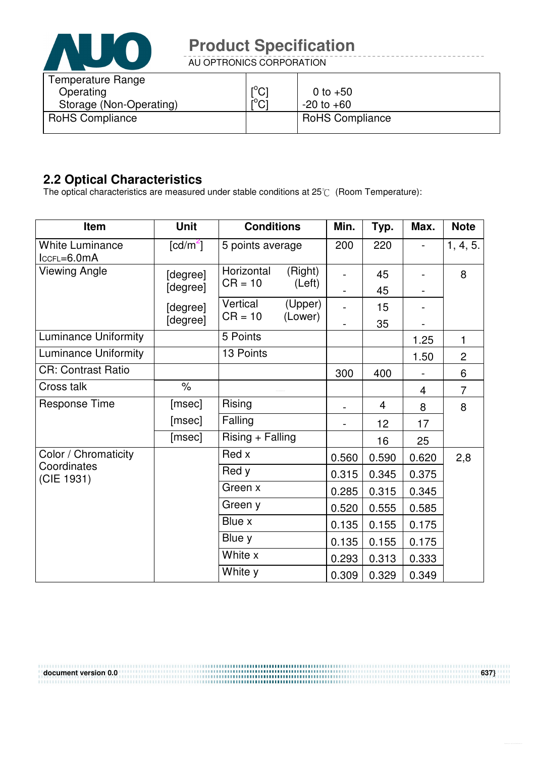| Temperature Range<br>Operating<br>Storage (Non-Operating) | [°C]<br>[°C] | 0 to +50<br>-20 to +60 |
|---|---|---|
| RoHS Compliance | | RoHS Compliance |

## 2.2 Optical Characteristics

The optical characteristics are measured under stable conditions at 25℃ (Room Temperature):

| Item | Unit | Conditions | | Min. | Typ. | Max. | Note |
|---|---|---|---|---|---|---|---|
| White Luminance<br>$I_{CCFL}$=6.0mA | [cd/m²] | 5 points average | | 200 | 220 | - | 1, 4, 5. |
| Viewing Angle | [degree] | Horizontal<br>CR = 10 | (Right) | - | 45 | - | 8 |
| | [degree] | | (Left) | - | 45 | - | |
| | [degree] | Vertical<br>CR = 10 | (Upper) | - | 15 | - | |
| | [degree] | | (Lower) | - | 35 | - | |
| Luminance Uniformity | | 5 Points | | | | 1.25 | 1 |
| Luminance Uniformity | | 13 Points | | | | 1.50 | 2 |
| CR: Contrast Ratio | | | | 300 | 400 | - | 6 |
| Cross talk | % | | | | | 4 | 7 |
| Response Time | [msec] | Rising | | - | 4 | 8 | 8 |
| | [msec] | Falling | | - | 12 | 17 | |
| | [msec] | Rising + Falling | | | 16 | 25 | |
| Color / Chromaticity Coordinates (CIE 1931) | | Red x | | 0.560 | 0.590 | 0.620 | 2,8 |
| | | Red y | | 0.315 | 0.345 | 0.375 | |
| | | Green x | | 0.285 | 0.315 | 0.345 | |
| | | Green y | | 0.520 | 0.555 | 0.585 | |
| | | Blue x | | 0.135 | 0.155 | 0.175 | |
| | | Blue y | | 0.135 | 0.155 | 0.175 | |
| | | White x | | 0.293 | 0.313 | 0.333 | |
| | | White y | | 0.309 | 0.329 | 0.349 | |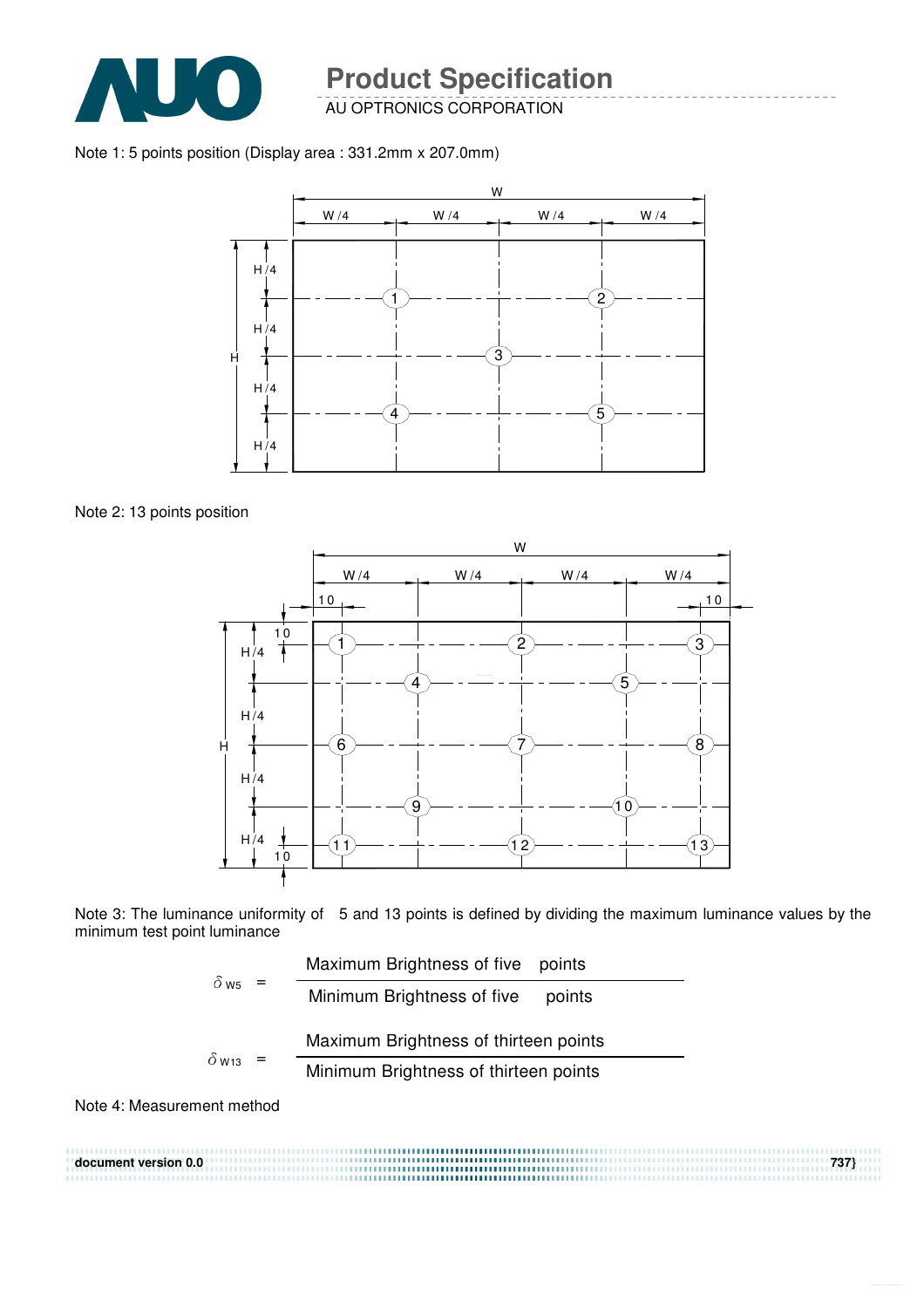Note 1: 5 points position (Display area : 331.2mm x 207.0mm)

Note 2: 13 points position

Note 3: The luminance uniformity of 5 and 13 points is defined by dividing the maximum luminance values by the minimum test point luminance

$$\delta_{W5} = \frac{\text{Maximum Brightness of five points}}{\text{Minimum Brightness of five points}}$$

$$\delta_{W13} = \frac{\text{Maximum Brightness of thirteen points}}{\text{Minimum Brightness of thirteen points}}$$

Note 4: Measurement method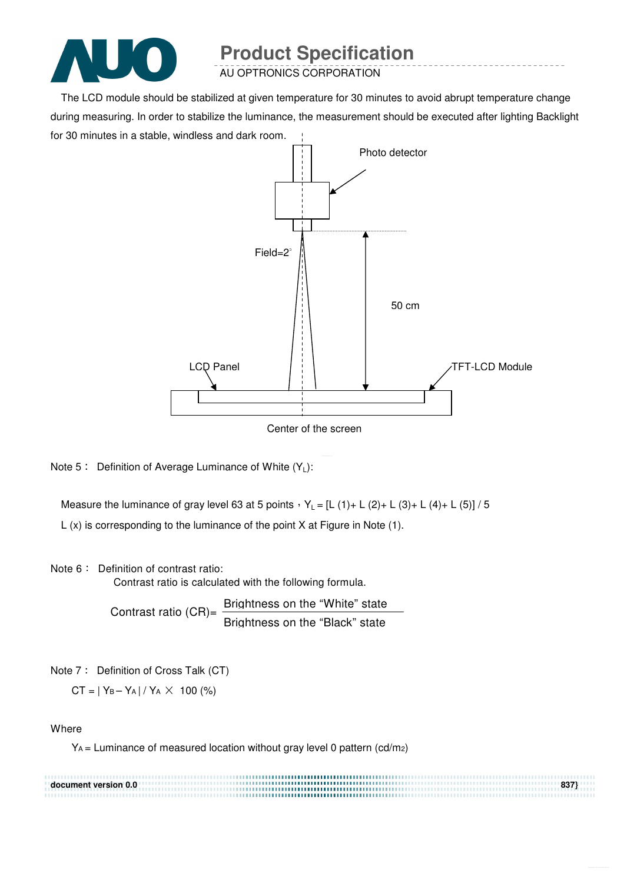The LCD module should be stabilized at given temperature for 30 minutes to avoid abrupt temperature change during measuring. In order to stabilize the luminance, the measurement should be executed after lighting Backlight for 30 minutes in a stable, windless and dark room.

Photo detector

Field=2°

50 cm

LCD Panel

TFT-LCD Module

Center of the screen

Note 5： Definition of Average Luminance of White ($Y_L$):

Measure the luminance of gray level 63 at 5 points，$Y_L$ = [L (1)+ L (2)+ L (3)+ L (4)+ L (5)] / 5

L (x) is corresponding to the luminance of the point X at Figure in Note (1).

Note 6： Definition of contrast ratio:

Contrast ratio is calculated with the following formula.

$$\text{Contrast ratio (CR)} = \frac{\text{Brightness on the "White" state}}{\text{Brightness on the "Black" state}}$$

Note 7： Definition of Cross Talk (CT)

$$CT = | Y_B - Y_A | / Y_A \times 100\ (\%)$$

Where

$Y_A$ = Luminance of measured location without gray level 0 pattern ($cd/m^2$)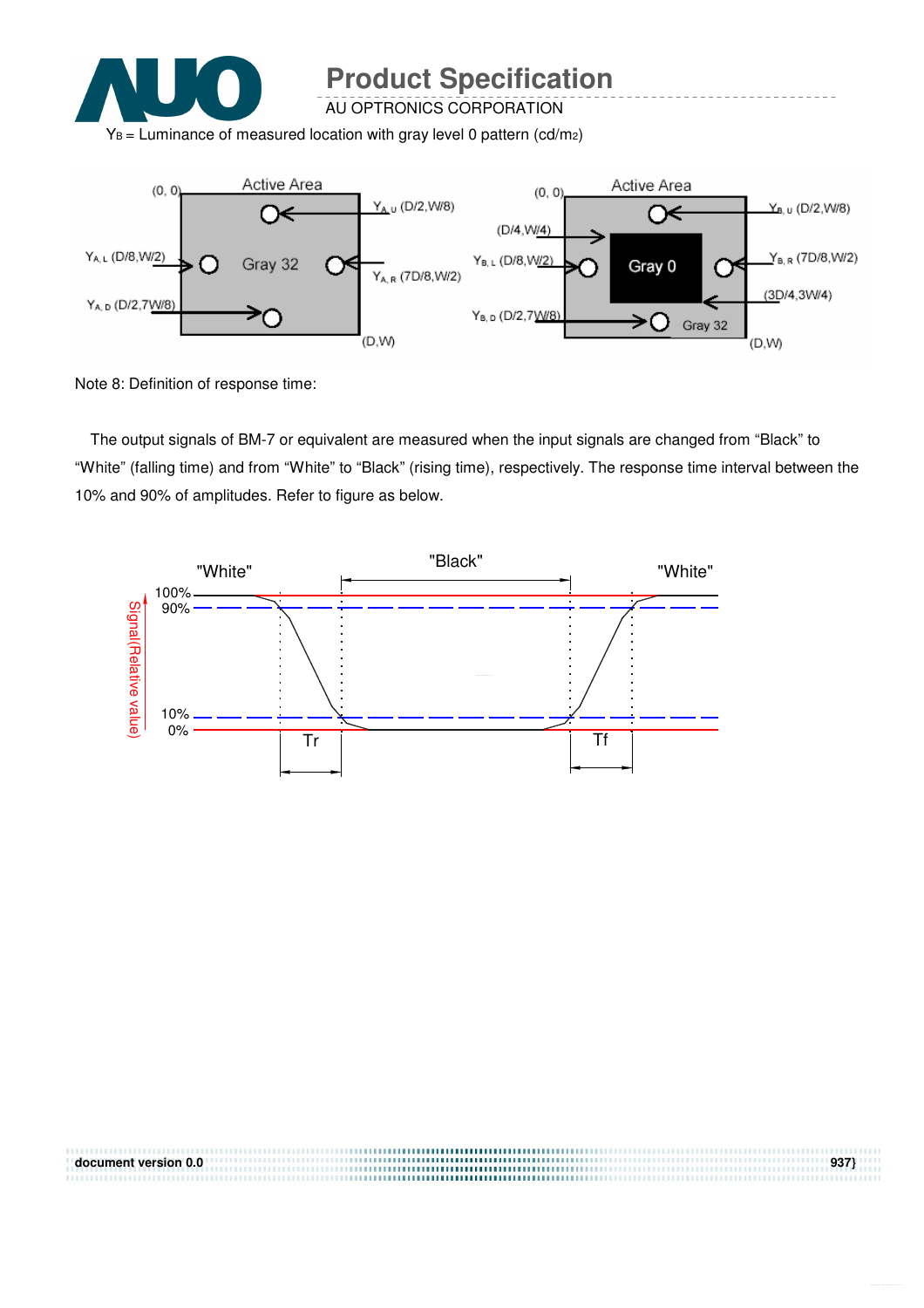$Y_B$ = Luminance of measured location with gray level 0 pattern (cd/m2)

Note 8: Definition of response time:

The output signals of BM-7 or equivalent are measured when the input signals are changed from "Black" to "White" (falling time) and from "White" to "Black" (rising time), respectively. The response time interval between the 10% and 90% of amplitudes. Refer to figure as below.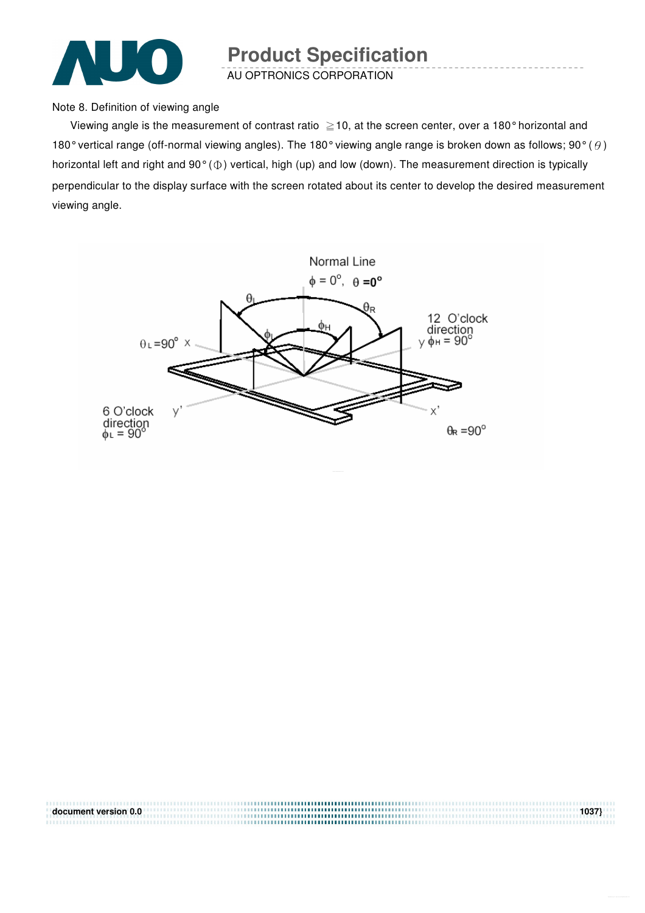Note 8. Definition of viewing angle

Viewing angle is the measurement of contrast ratio ≧10, at the screen center, over a 180° horizontal and 180° vertical range (off-normal viewing angles). The 180° viewing angle range is broken down as follows; 90° ( $\theta$ ) horizontal left and right and 90° ( $\Phi$ ) vertical, high (up) and low (down). The measurement direction is typically perpendicular to the display surface with the screen rotated about its center to develop the desired measurement viewing angle.

Normal Line

$\phi = 0^o$, $\theta = 0^o$

$\theta_L$ $\theta_R$ $\phi_H$ $\phi_L$

$\theta_L = 90^o$ x

12 O'clock direction y $\phi_H = 90^o$

6 O'clock direction $\phi_L = 90^o$ y'

x'

$\theta_R = 90^o$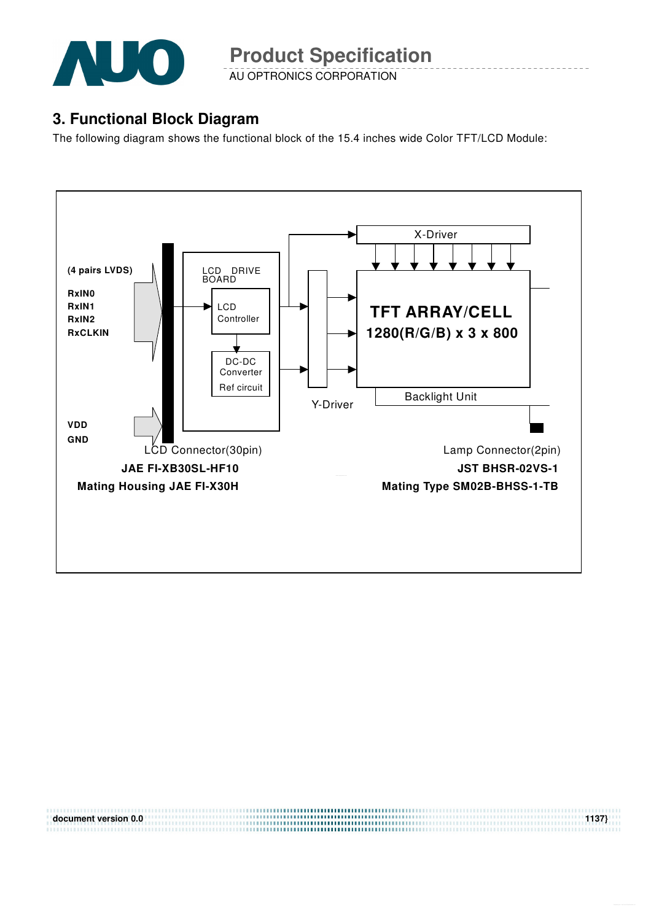## 3. Functional Block Diagram

The following diagram shows the functional block of the 15.4 inches wide Color TFT/LCD Module:

(4 pairs LVDS)

RxIN0
RxIN1
RxIN2
RxCLKIN

VDD
GND

LCD DRIVE BOARD

LCD Controller

DC-DC Converter

Ref circuit

X-Driver

Y-Driver

TFT ARRAY/CELL
1280(R/G/B) x 3 x 800

Backlight Unit

LCD Connector(30pin)
**JAE FI-XB30SL-HF10**
**Mating Housing JAE FI-X30H**

Lamp Connector(2pin)
**JST BHSR-02VS-1**
**Mating Type SM02B-BHSS-1-TB**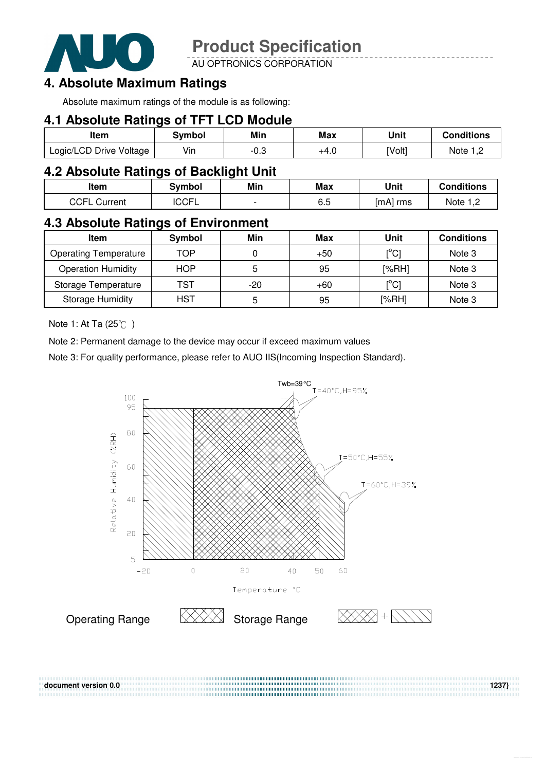## 4. Absolute Maximum Ratings

Absolute maximum ratings of the module is as following:

### 4.1 Absolute Ratings of TFT LCD Module

| Item | Symbol | Min | Max | Unit | Conditions |
|---|---|---|---|---|---|
| Logic/LCD Drive Voltage | Vin | -0.3 | +4.0 | [Volt] | Note 1,2 |

### 4.2 Absolute Ratings of Backlight Unit

| Item | Symbol | Min | Max | Unit | Conditions |
|---|---|---|---|---|---|
| CCFL Current | ICCFL | - | 6.5 | [mA] rms | Note 1,2 |

### 4.3 Absolute Ratings of Environment

| Item | Symbol | Min | Max | Unit | Conditions |
|---|---|---|---|---|---|
| Operating Temperature | TOP | 0 | +50 | [°C] | Note 3 |
| Operation Humidity | HOP | 5 | 95 | [%RH] | Note 3 |
| Storage Temperature | TST | -20 | +60 | [°C] | Note 3 |
| Storage Humidity | HST | 5 | 95 | [%RH] | Note 3 |

Note 1: At Ta (25℃ )

Note 2: Permanent damage to the device may occur if exceed maximum values

Note 3: For quality performance, please refer to AUO IIS(Incoming Inspection Standard).

Twb=39°C

T=40°C,H=95%

T=50°C,H=55%

T=60°C,H=39%

Relative Humidity (%RH)

Temperature °C

Operating Range

Storage Range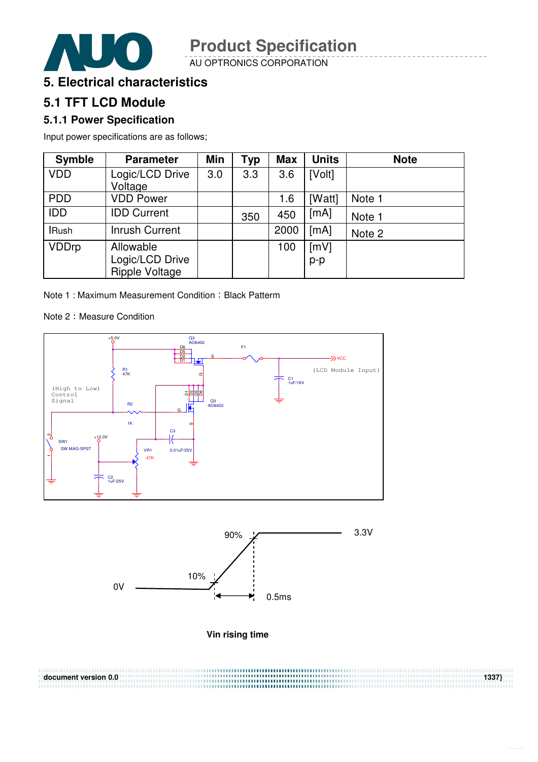# 5. Electrical characteristics

## 5.1 TFT LCD Module

### 5.1.1 Power Specification

Input power specifications are as follows;

| Symble | Parameter | Min | Typ | Max | Units | Note |
|---|---|---|---|---|---|---|
| VDD | Logic/LCD Drive Voltage | 3.0 | 3.3 | 3.6 | [Volt] | |
| PDD | VDD Power | | | 1.6 | [Watt] | Note 1 |
| IDD | IDD Current | | 350 | 450 | [mA] | Note 1 |
| IRush | Inrush Current | | | 2000 | [mA] | Note 2 |
| VDDrp | Allowable Logic/LCD Drive Ripple Voltage | | | 100 | [mV] p-p | |

Note 1 : Maximum Measurement Condition：Black Patterm

Note 2：Measure Condition

**Vin rising time**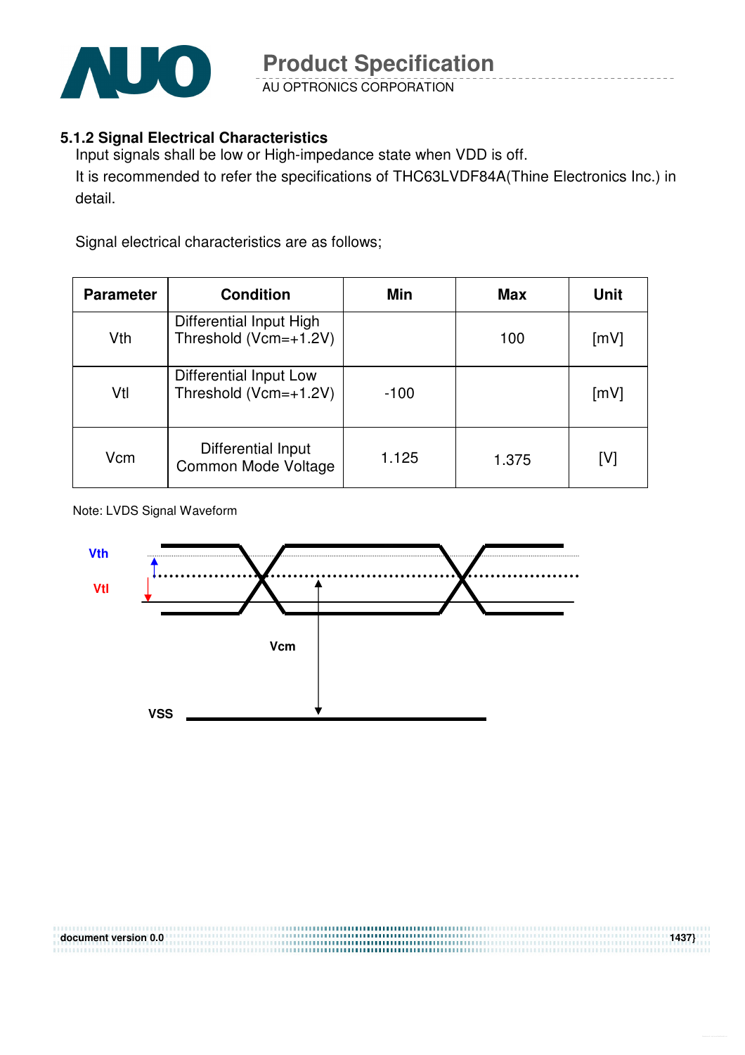### 5.1.2 Signal Electrical Characteristics

Input signals shall be low or High-impedance state when VDD is off.
It is recommended to refer the specifications of THC63LVDF84A(Thine Electronics Inc.) in detail.

Signal electrical characteristics are as follows;

| Parameter | Condition | Min | Max | Unit |
|---|---|---|---|---|
| Vth | Differential Input High Threshold (Vcm=+1.2V) | | 100 | [mV] |
| Vtl | Differential Input Low Threshold (Vcm=+1.2V) | -100 | | [mV] |
| Vcm | Differential Input Common Mode Voltage | 1.125 | 1.375 | [V] |

Note: LVDS Signal Waveform

Vth

Vtl

Vcm

VSS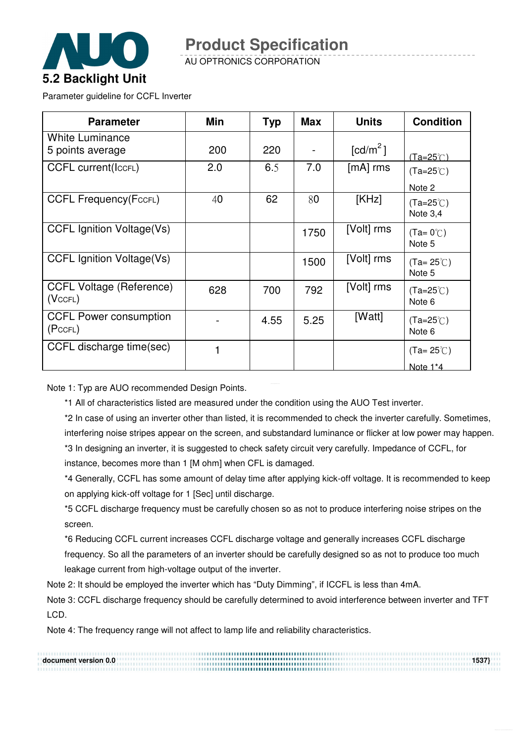## 5.2 Backlight Unit

Parameter guideline for CCFL Inverter

| Parameter | Min | Typ | Max | Units | Condition |
|---|---|---|---|---|---|
| White Luminance 5 points average | 200 | 220 | - | [cd/m$^2$] | (Ta=25℃) |
| CCFL current($I_{CCFL}$) | 2.0 | 6.5 | 7.0 | [mA] rms | (Ta=25℃) Note 2 |
| CCFL Frequency($F_{CCFL}$) | 40 | 62 | 80 | [KHz] | (Ta=25℃) Note 3,4 |
| CCFL Ignition Voltage(Vs) | | | 1750 | [Volt] rms | (Ta= 0℃) Note 5 |
| CCFL Ignition Voltage(Vs) | | | 1500 | [Volt] rms | (Ta= 25℃) Note 5 |
| CCFL Voltage (Reference) ($V_{CCFL}$) | 628 | 700 | 792 | [Volt] rms | (Ta=25℃) Note 6 |
| CCFL Power consumption ($P_{CCFL}$) | - | 4.55 | 5.25 | [Watt] | (Ta=25℃) Note 6 |
| CCFL discharge time(sec) | 1 | | | | (Ta= 25℃) Note 1*4 |

Note 1: Typ are AUO recommended Design Points.

*1 All of characteristics listed are measured under the condition using the AUO Test inverter.

*2 In case of using an inverter other than listed, it is recommended to check the inverter carefully. Sometimes, interfering noise stripes appear on the screen, and substandard luminance or flicker at low power may happen.

*3 In designing an inverter, it is suggested to check safety circuit very carefully. Impedance of CCFL, for instance, becomes more than 1 [M ohm] when CFL is damaged.

*4 Generally, CCFL has some amount of delay time after applying kick-off voltage. It is recommended to keep on applying kick-off voltage for 1 [Sec] until discharge.

*5 CCFL discharge frequency must be carefully chosen so as not to produce interfering noise stripes on the screen.

*6 Reducing CCFL current increases CCFL discharge voltage and generally increases CCFL discharge frequency. So all the parameters of an inverter should be carefully designed so as not to produce too much leakage current from high-voltage output of the inverter.

Note 2: It should be employed the inverter which has "Duty Dimming", if ICCFL is less than 4mA.

Note 3: CCFL discharge frequency should be carefully determined to avoid interference between inverter and TFT LCD.

Note 4: The frequency range will not affect to lamp life and reliability characteristics.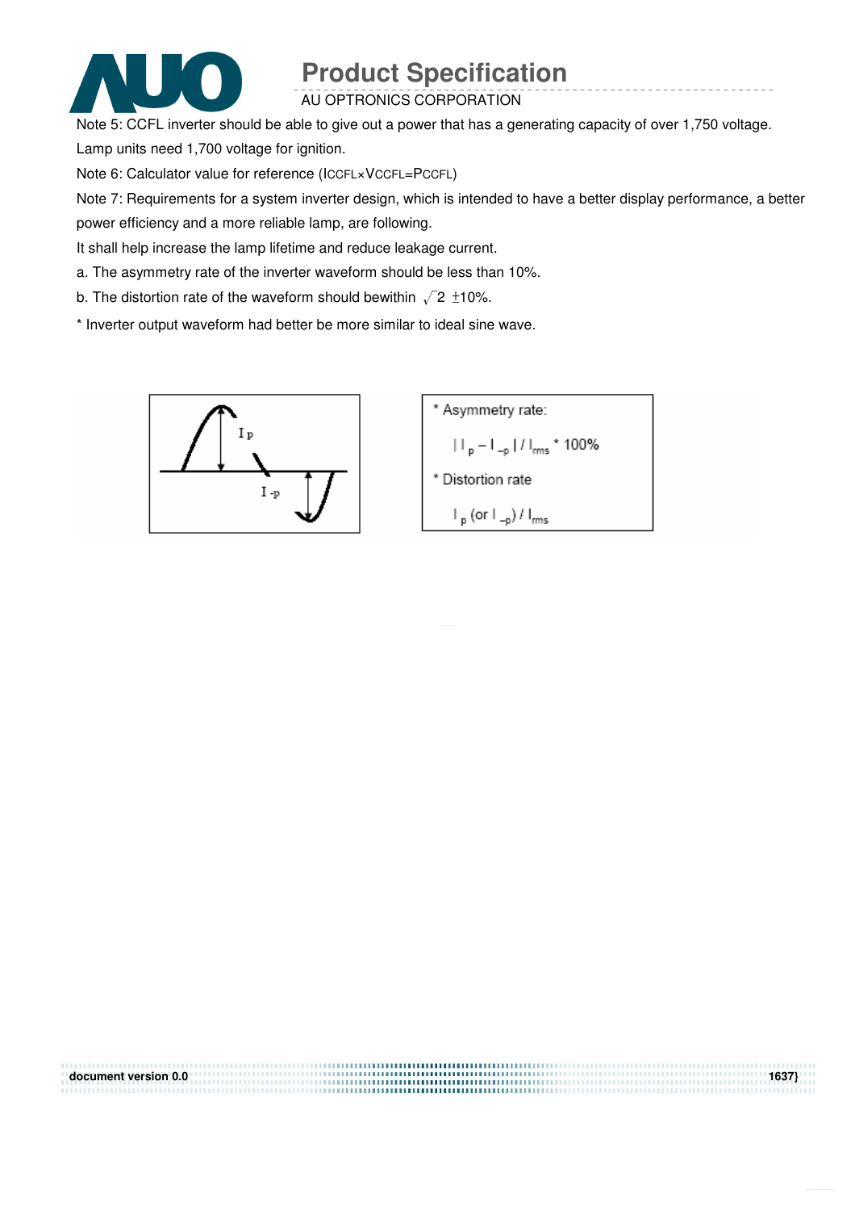Note 5: CCFL inverter should be able to give out a power that has a generating capacity of over 1,750 voltage. Lamp units need 1,700 voltage for ignition.

Note 6: Calculator value for reference ($I_{CCFL} \times V_{CCFL} = P_{CCFL}$)

Note 7: Requirements for a system inverter design, which is intended to have a better display performance, a better power efficiency and a more reliable lamp, are following.

It shall help increase the lamp lifetime and reduce leakage current.

a. The asymmetry rate of the inverter waveform should be less than 10%.

b. The distortion rate of the waveform should bewithin $\sqrt{2}$ ±10%.

* Inverter output waveform had better be more similar to ideal sine wave.

* Asymmetry rate:

$| I_p - I_{-p} | / I_{rms} * 100\%$

* Distortion rate

$I_p$ (or $I_{-p}$) / $I_{rms}$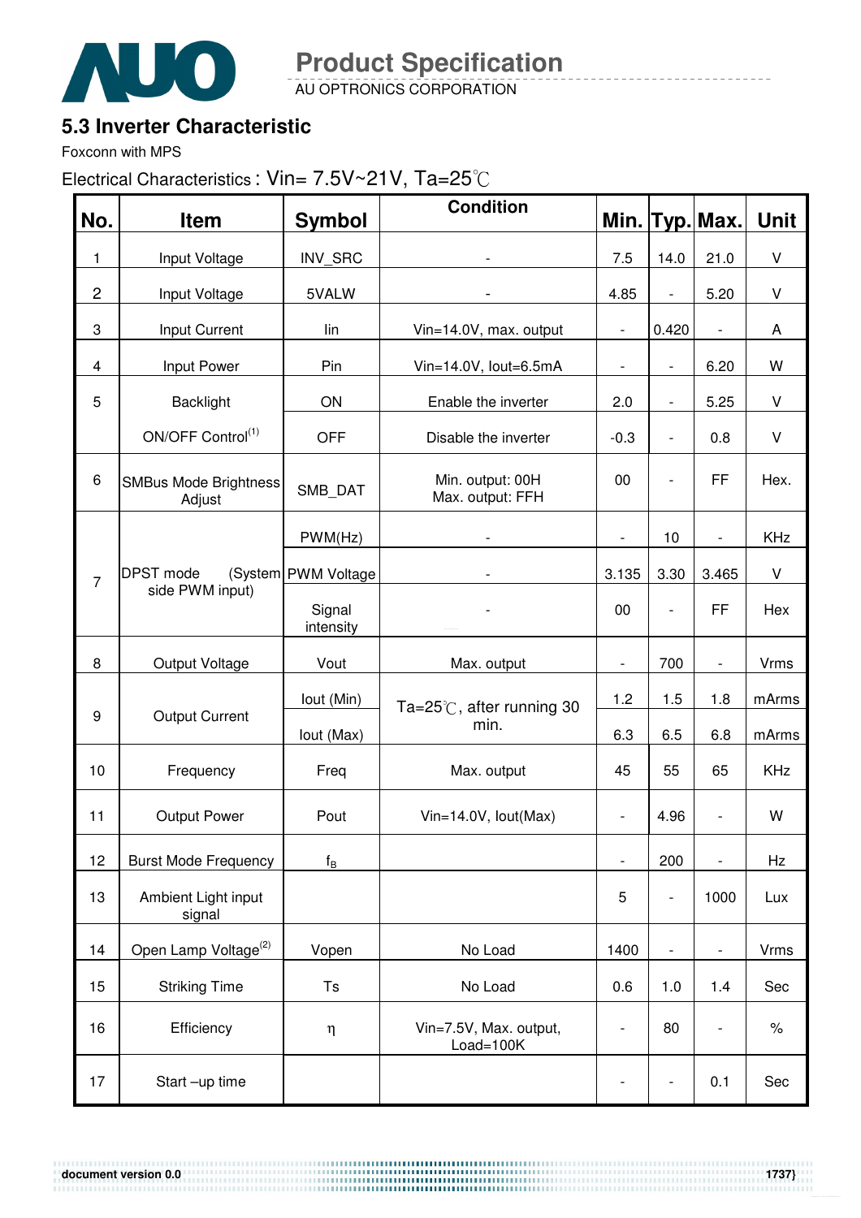## 5.3 Inverter Characteristic

Foxconn with MPS

Electrical Characteristics : Vin= 7.5V~21V, Ta=25℃

| No. | Item | Symbol | Condition | Min. | Typ. | Max. | Unit |
|---|---|---|---|---|---|---|---|
| 1 | Input Voltage | INV_SRC | - | 7.5 | 14.0 | 21.0 | V |
| 2 | Input Voltage | 5VALW | - | 4.85 | - | 5.20 | V |
| 3 | Input Current | Iin | Vin=14.0V, max. output | - | 0.420 | - | A |
| 4 | Input Power | Pin | Vin=14.0V, Iout=6.5mA | - | - | 6.20 | W |
| 5 | Backlight ON/OFF Control[1] | ON | Enable the inverter | 2.0 | - | 5.25 | V |
| | | OFF | Disable the inverter | -0.3 | - | 0.8 | V |
| 6 | SMBus Mode Brightness Adjust | SMB_DAT | Min. output: 00H Max. output: FFH | 00 | - | FF | Hex. |
| 7 | DPST mode (System side PWM input) | PWM(Hz) | - | - | 10 | - | KHz |
| | | PWM Voltage | - | 3.135 | 3.30 | 3.465 | V |
| | | Signal intensity | - | 00 | - | FF | Hex |
| 8 | Output Voltage | Vout | Max. output | - | 700 | - | Vrms |
| 9 | Output Current | Iout (Min) | Ta=25℃, after running 30 min. | 1.2 | 1.5 | 1.8 | mArms |
| | | Iout (Max) | | 6.3 | 6.5 | 6.8 | mArms |
| 10 | Frequency | Freq | Max. output | 45 | 55 | 65 | KHz |
| 11 | Output Power | Pout | Vin=14.0V, Iout(Max) | - | 4.96 | - | W |
| 12 | Burst Mode Frequency | $f_B$ | | - | 200 | - | Hz |
| 13 | Ambient Light input signal | | | 5 | - | 1000 | Lux |
| 14 | Open Lamp Voltage[2] | Vopen | No Load | 1400 | - | - | Vrms |
| 15 | Striking Time | Ts | No Load | 0.6 | 1.0 | 1.4 | Sec |
| 16 | Efficiency | η | Vin=7.5V, Max. output, Load=100K | - | 80 | - | % |
| 17 | Start –up time | | | - | - | 0.1 | Sec |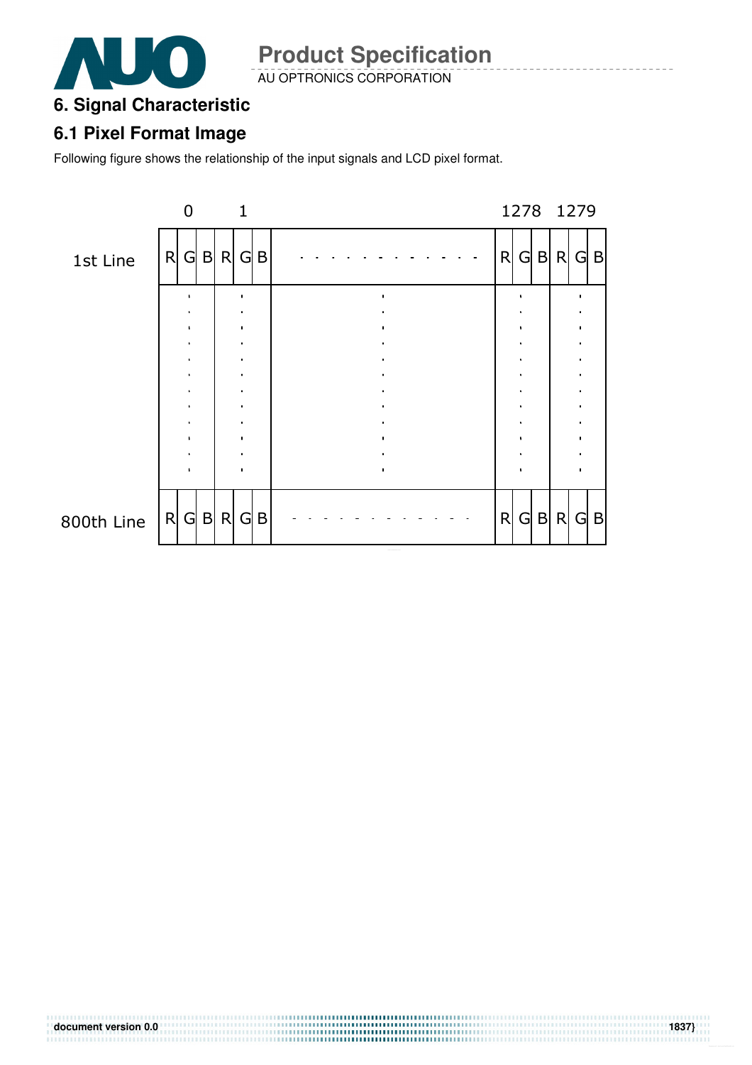# 6. Signal Characteristic

## 6.1 Pixel Format Image

Following figure shows the relationship of the input signals and LCD pixel format.

| | 0 | | | 1 | | | | 1278 | | | 1279 | | |
|---|---|---|---|---|---|---|---|---|---|---|---|---|---|
| 1st Line | R | G | B | R | G | B | - - - - - - - - - - - - - | R | G | B | R | G | B |
| | ⋮ | | | ⋮ | | | ⋮ | ⋮ | | | ⋮ | | |
| 800th Line | R | G | B | R | G | B | - - - - - - - - - - - - - | R | G | B | R | G | B |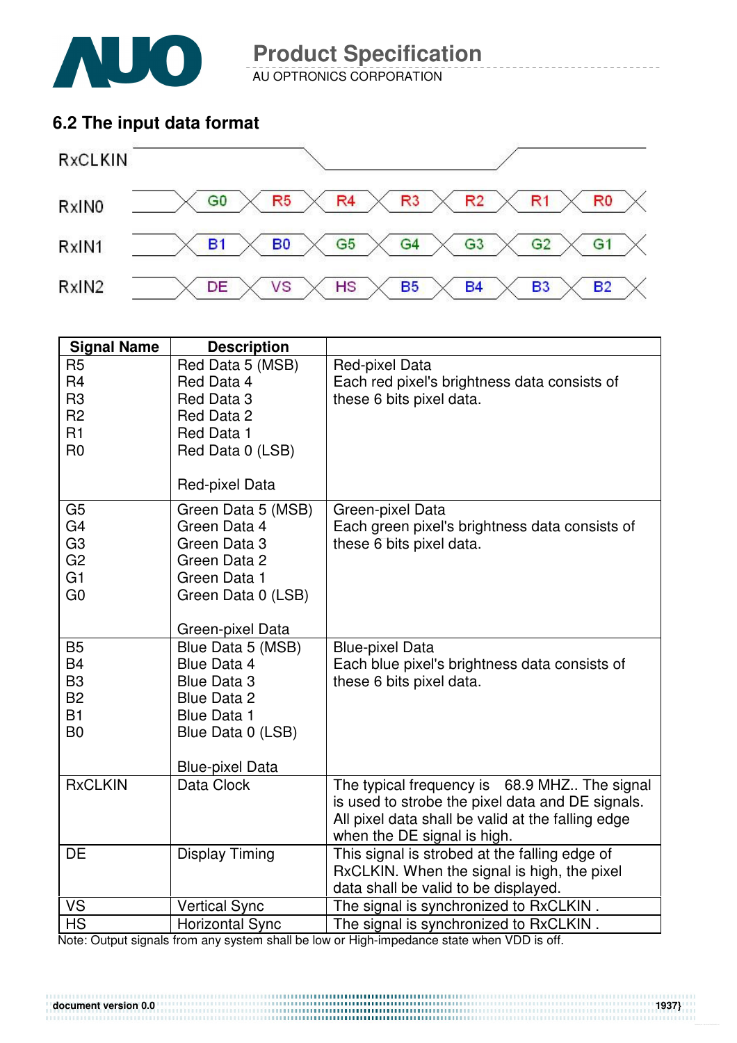## 6.2 The input data format

| | | | | | | | |
|---|---|---|---|---|---|---|---|
| RxCLKIN | | | | | | | |
| RxIN0 | G0 | R5 | R4 | R3 | R2 | R1 | R0 |
| RxIN1 | B1 | B0 | G5 | G4 | G3 | G2 | G1 |
| RxIN2 | DE | VS | HS | B5 | B4 | B3 | B2 |

| Signal Name | Description | |
|---|---|---|
| R5<br>R4<br>R3<br>R2<br>R1<br>R0 | Red Data 5 (MSB)<br>Red Data 4<br>Red Data 3<br>Red Data 2<br>Red Data 1<br>Red Data 0 (LSB)<br><br>Red-pixel Data | Red-pixel Data<br>Each red pixel's brightness data consists of these 6 bits pixel data. |
| G5<br>G4<br>G3<br>G2<br>G1<br>G0 | Green Data 5 (MSB)<br>Green Data 4<br>Green Data 3<br>Green Data 2<br>Green Data 1<br>Green Data 0 (LSB)<br><br>Green-pixel Data | Green-pixel Data<br>Each green pixel's brightness data consists of these 6 bits pixel data. |
| B5<br>B4<br>B3<br>B2<br>B1<br>B0 | Blue Data 5 (MSB)<br>Blue Data 4<br>Blue Data 3<br>Blue Data 2<br>Blue Data 1<br>Blue Data 0 (LSB)<br><br>Blue-pixel Data | Blue-pixel Data<br>Each blue pixel's brightness data consists of these 6 bits pixel data. |
| RxCLKIN | Data Clock | The typical frequency is 68.9 MHZ.. The signal is used to strobe the pixel data and DE signals. All pixel data shall be valid at the falling edge when the DE signal is high. |
| DE | Display Timing | This signal is strobed at the falling edge of RxCLKIN. When the signal is high, the pixel data shall be valid to be displayed. |
| VS | Vertical Sync | The signal is synchronized to RxCLKIN . |
| HS | Horizontal Sync | The signal is synchronized to RxCLKIN . |

Note: Output signals from any system shall be low or High-impedance state when VDD is off.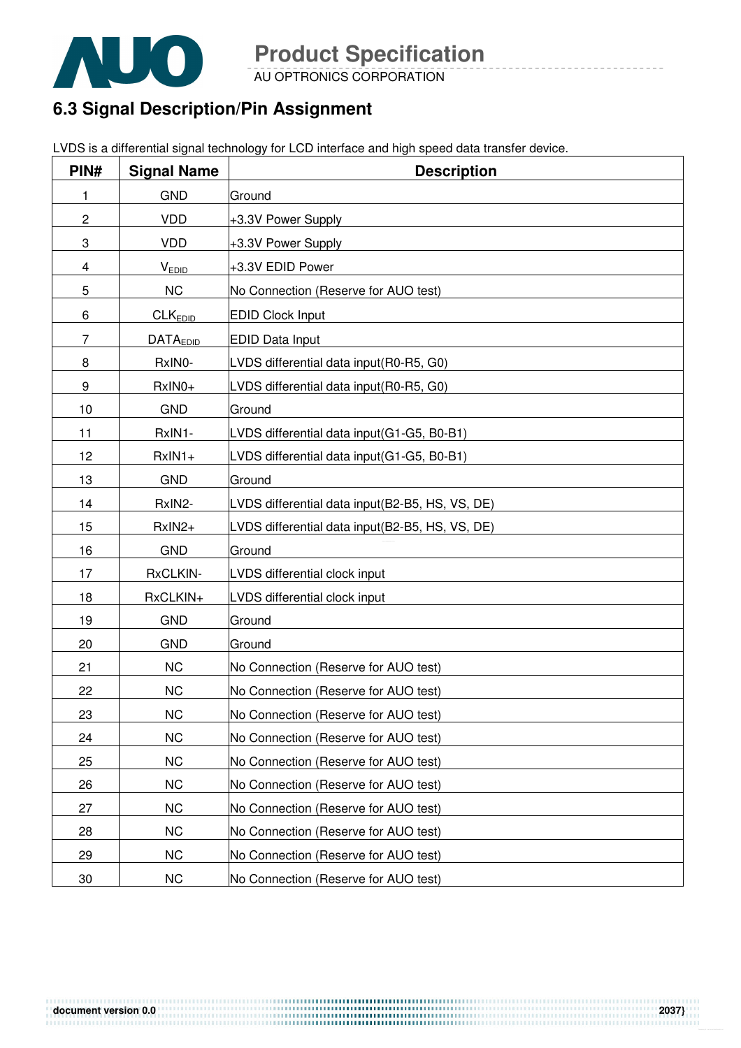## 6.3 Signal Description/Pin Assignment

LVDS is a differential signal technology for LCD interface and high speed data transfer device.

| PIN# | Signal Name | Description |
|---|---|---|
| 1 | GND | Ground |
| 2 | VDD | +3.3V Power Supply |
| 3 | VDD | +3.3V Power Supply |
| 4 | $V_{EDID}$ | +3.3V EDID Power |
| 5 | NC | No Connection (Reserve for AUO test) |
| 6 | $CLK_{EDID}$ | EDID Clock Input |
| 7 | $DATA_{EDID}$ | EDID Data Input |
| 8 | RxIN0- | LVDS differential data input(R0-R5, G0) |
| 9 | RxIN0+ | LVDS differential data input(R0-R5, G0) |
| 10 | GND | Ground |
| 11 | RxIN1- | LVDS differential data input(G1-G5, B0-B1) |
| 12 | RxIN1+ | LVDS differential data input(G1-G5, B0-B1) |
| 13 | GND | Ground |
| 14 | RxIN2- | LVDS differential data input(B2-B5, HS, VS, DE) |
| 15 | RxIN2+ | LVDS differential data input(B2-B5, HS, VS, DE) |
| 16 | GND | Ground |
| 17 | RxCLKIN- | LVDS differential clock input |
| 18 | RxCLKIN+ | LVDS differential clock input |
| 19 | GND | Ground |
| 20 | GND | Ground |
| 21 | NC | No Connection (Reserve for AUO test) |
| 22 | NC | No Connection (Reserve for AUO test) |
| 23 | NC | No Connection (Reserve for AUO test) |
| 24 | NC | No Connection (Reserve for AUO test) |
| 25 | NC | No Connection (Reserve for AUO test) |
| 26 | NC | No Connection (Reserve for AUO test) |
| 27 | NC | No Connection (Reserve for AUO test) |
| 28 | NC | No Connection (Reserve for AUO test) |
| 29 | NC | No Connection (Reserve for AUO test) |
| 30 | NC | No Connection (Reserve for AUO test) |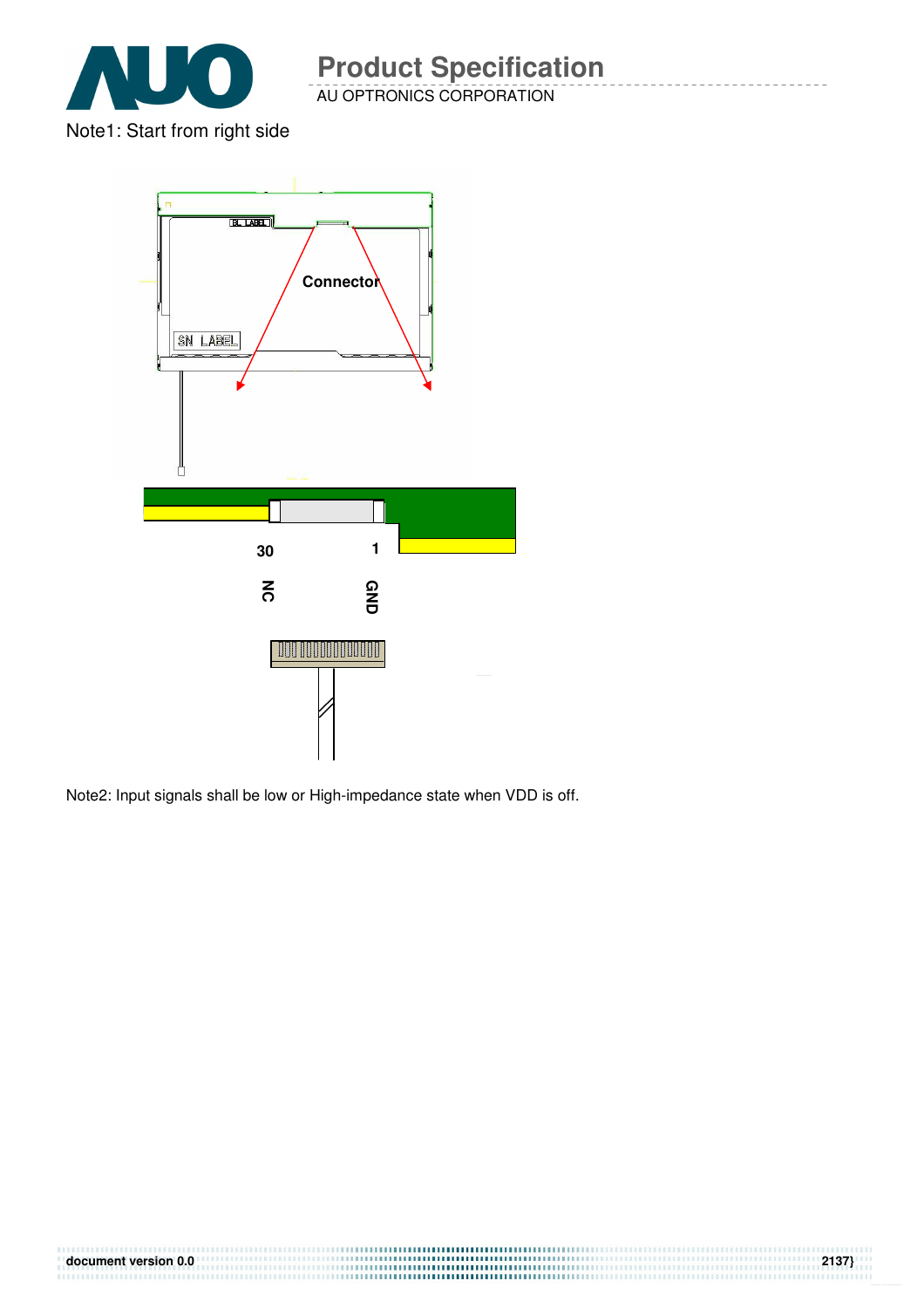Note1: Start from right side

Note2: Input signals shall be low or High-impedance state when VDD is off.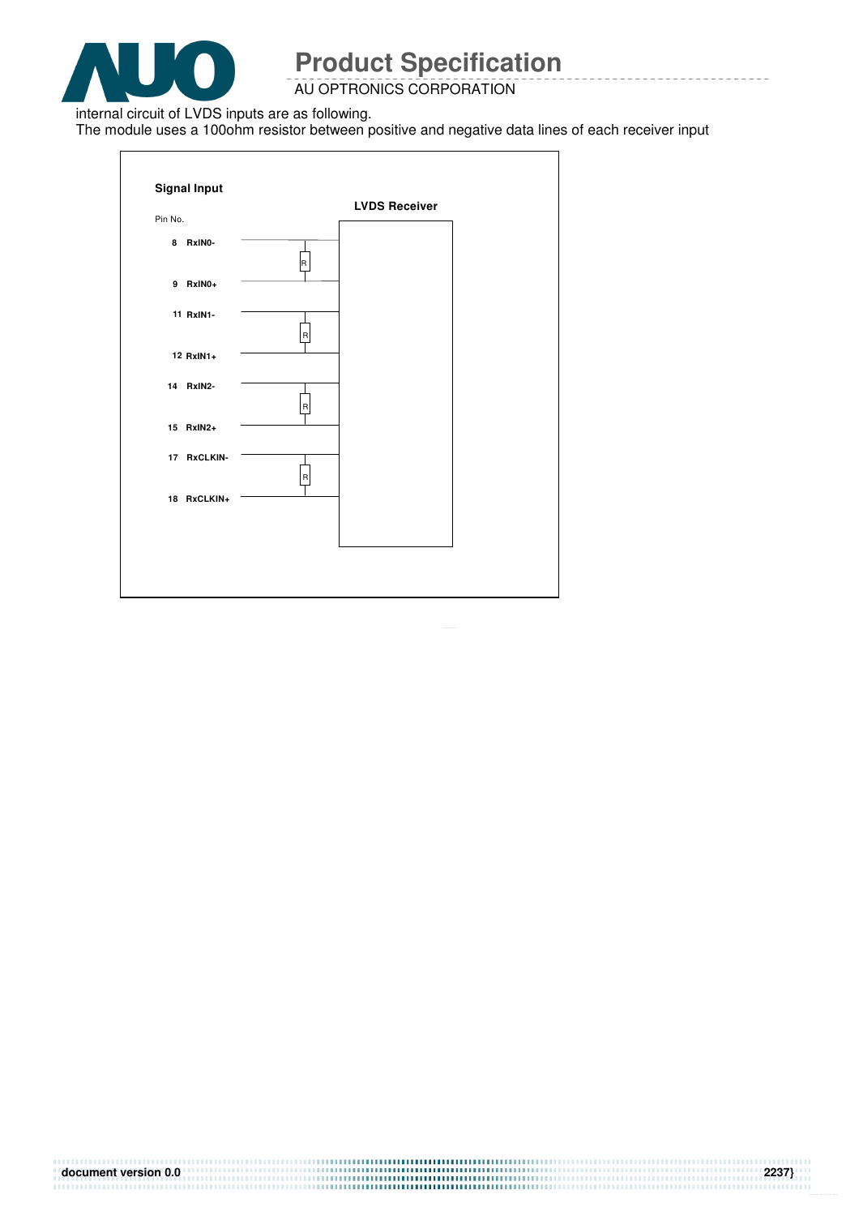internal circuit of LVDS inputs are as following.

The module uses a 100ohm resistor between positive and negative data lines of each receiver input

**Signal Input**

Pin No.

**LVDS Receiver**

| Pin No. | Signal |
|---|---|
| 8 | RxIN0- |
| 9 | RxIN0+ |
| 11 | RxIN1- |
| 12 | RxIN1+ |
| 14 | RxIN2- |
| 15 | RxIN2+ |
| 17 | RxCLKIN- |
| 18 | RxCLKIN+ |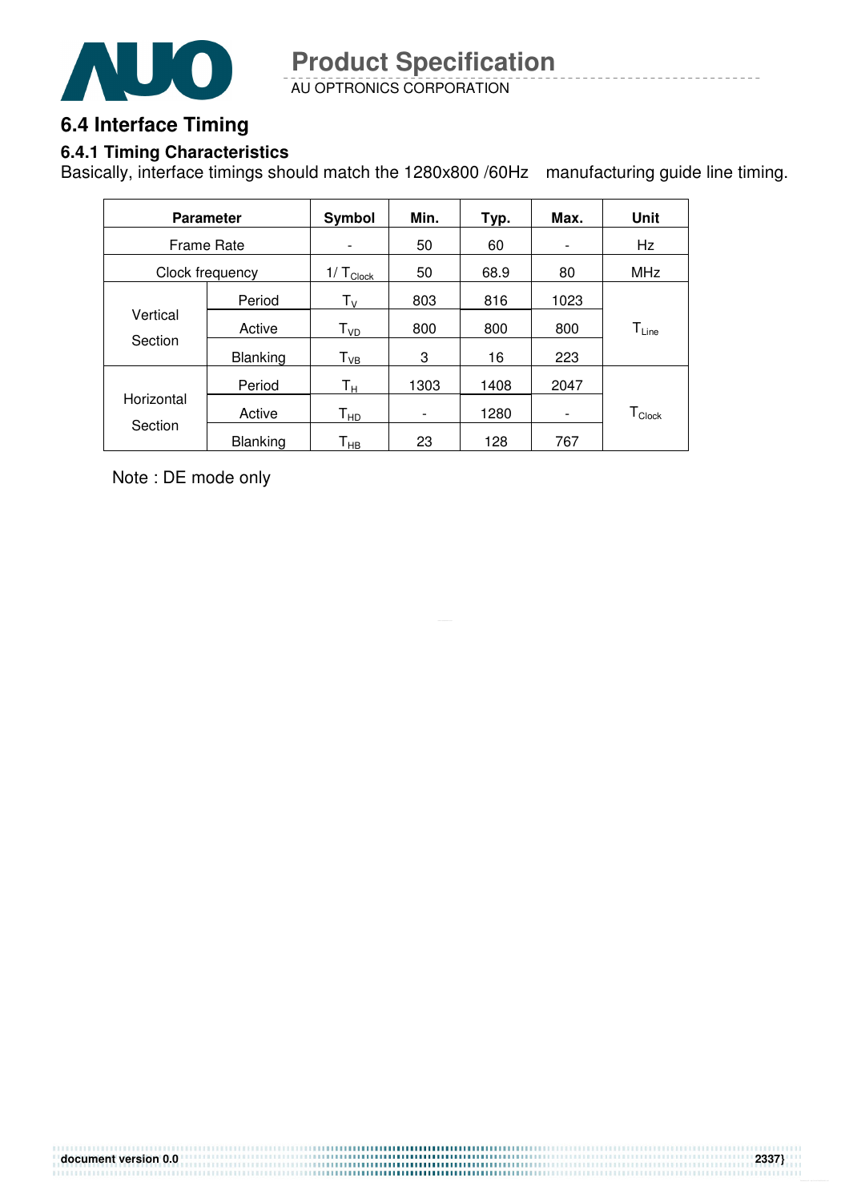## 6.4 Interface Timing

### 6.4.1 Timing Characteristics

Basically, interface timings should match the 1280x800 /60Hz manufacturing guide line timing.

| Parameter | | Symbol | Min. | Typ. | Max. | Unit |
|---|---|---|---|---|---|---|
| Frame Rate | | - | 50 | 60 | - | Hz |
| Clock frequency | | $1/T_{Clock}$ | 50 | 68.9 | 80 | MHz |
| Vertical Section | Period | $T_V$ | 803 | 816 | 1023 | $T_{Line}$ |
| | Active | $T_{VD}$ | 800 | 800 | 800 | |
| | Blanking | $T_{VB}$ | 3 | 16 | 223 | |
| Horizontal Section | Period | $T_H$ | 1303 | 1408 | 2047 | $T_{Clock}$ |
| | Active | $T_{HD}$ | - | 1280 | - | |
| | Blanking | $T_{HB}$ | 23 | 128 | 767 | |

Note : DE mode only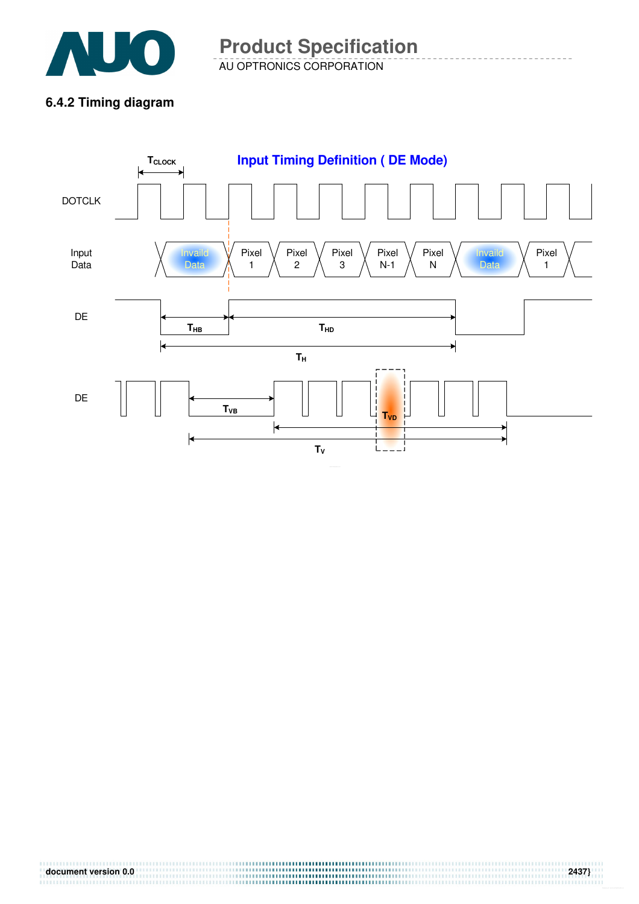### 6.4.2 Timing diagram

Input Timing Definition ( DE Mode)

$T_{CLOCK}$

DOTCLK

Input Data

Invaild Data | Pixel 1 | Pixel 2 | Pixel 3 | Pixel N-1 | Pixel N | Invaild Data | Pixel 1

DE

$T_{HB}$ $T_{HD}$

$T_H$

DE

$T_{VB}$ $T_{VD}$

$T_V$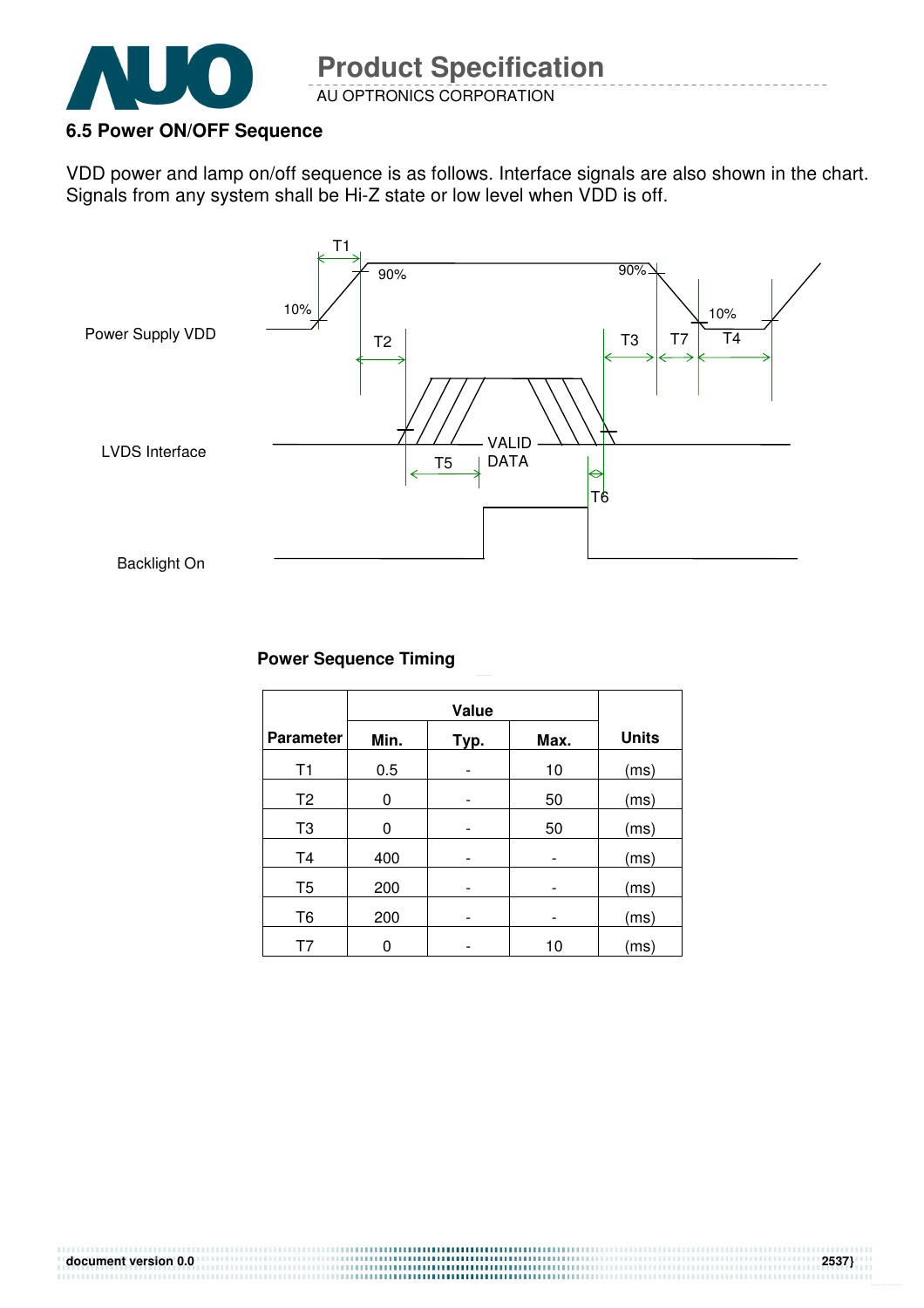### 6.5 Power ON/OFF Sequence

VDD power and lamp on/off sequence is as follows. Interface signals are also shown in the chart. Signals from any system shall be Hi-Z state or low level when VDD is off.

Power Supply VDD

LVDS Interface

Backlight On

T1 T2 T3 T4 T5 T6 T7 10% 90% 90% 10% VALID DATA

**Power Sequence Timing**

| Parameter | Value | | | Units |
|---|---|---|---|---|
| | Min. | Typ. | Max. | |
| T1 | 0.5 | - | 10 | (ms) |
| T2 | 0 | - | 50 | (ms) |
| T3 | 0 | - | 50 | (ms) |
| T4 | 400 | - | - | (ms) |
| T5 | 200 | - | - | (ms) |
| T6 | 200 | - | - | (ms) |
| T7 | 0 | - | 10 | (ms) |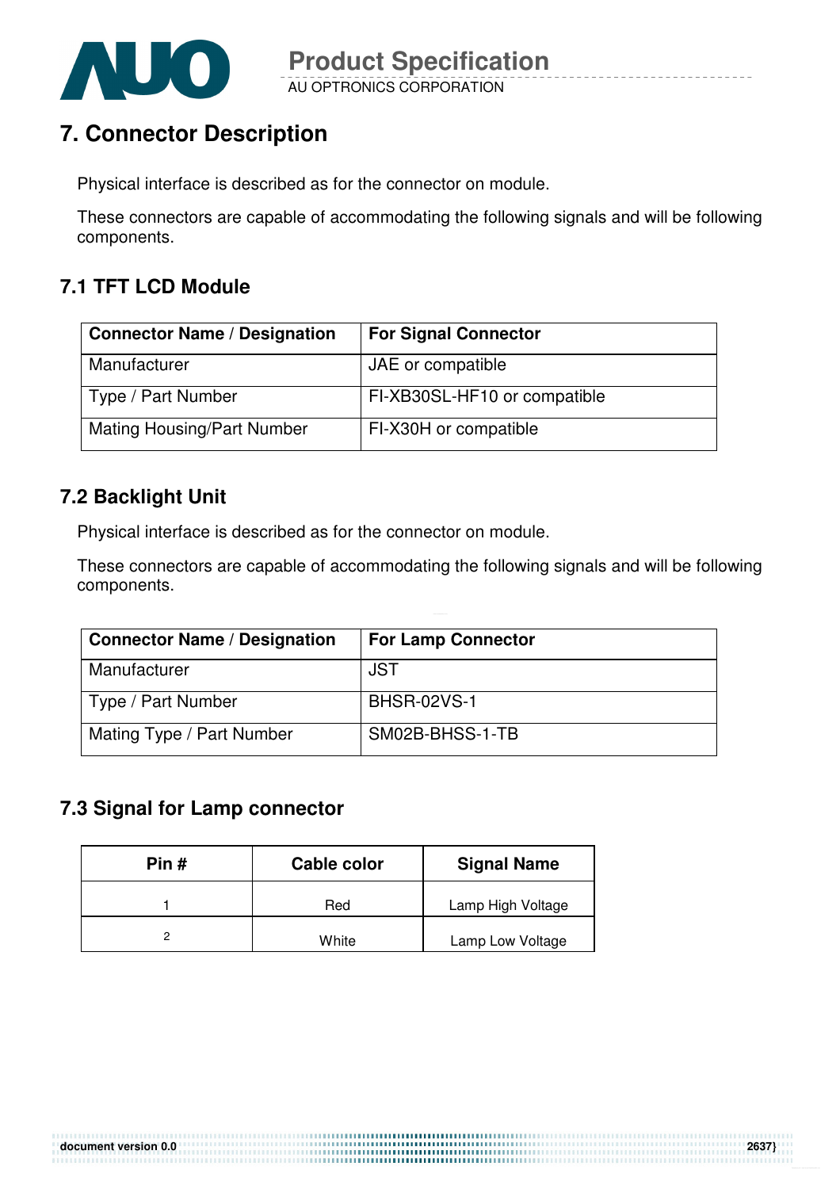## 7. Connector Description

Physical interface is described as for the connector on module.

These connectors are capable of accommodating the following signals and will be following components.

### 7.1 TFT LCD Module

| Connector Name / Designation | For Signal Connector |
|---|---|
| Manufacturer | JAE or compatible |
| Type / Part Number | FI-XB30SL-HF10 or compatible |
| Mating Housing/Part Number | FI-X30H or compatible |

### 7.2 Backlight Unit

Physical interface is described as for the connector on module.

These connectors are capable of accommodating the following signals and will be following components.

| Connector Name / Designation | For Lamp Connector |
|---|---|
| Manufacturer | JST |
| Type / Part Number | BHSR-02VS-1 |
| Mating Type / Part Number | SM02B-BHSS-1-TB |

### 7.3 Signal for Lamp connector

| Pin # | Cable color | Signal Name |
|---|---|---|
| 1 | Red | Lamp High Voltage |
| 2 | White | Lamp Low Voltage |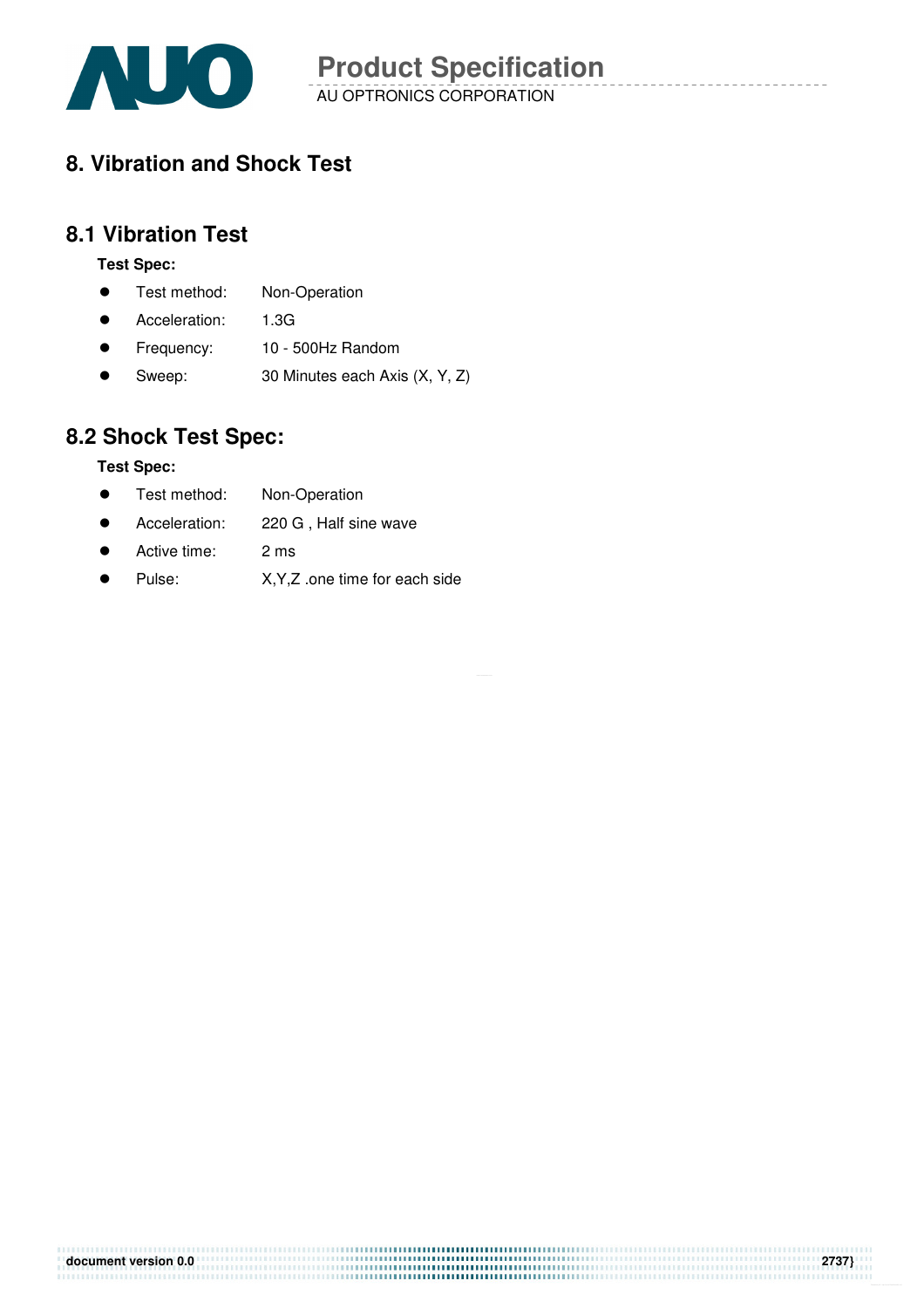# 8. Vibration and Shock Test

## 8.1 Vibration Test

**Test Spec:**

- Test method: Non-Operation
- Acceleration: 1.3G
- Frequency: 10 - 500Hz Random
- Sweep: 30 Minutes each Axis (X, Y, Z)

## 8.2 Shock Test Spec:

**Test Spec:**

- Test method: Non-Operation
- Acceleration: 220 G , Half sine wave
- Active time: 2 ms
- Pulse: X,Y,Z .one time for each side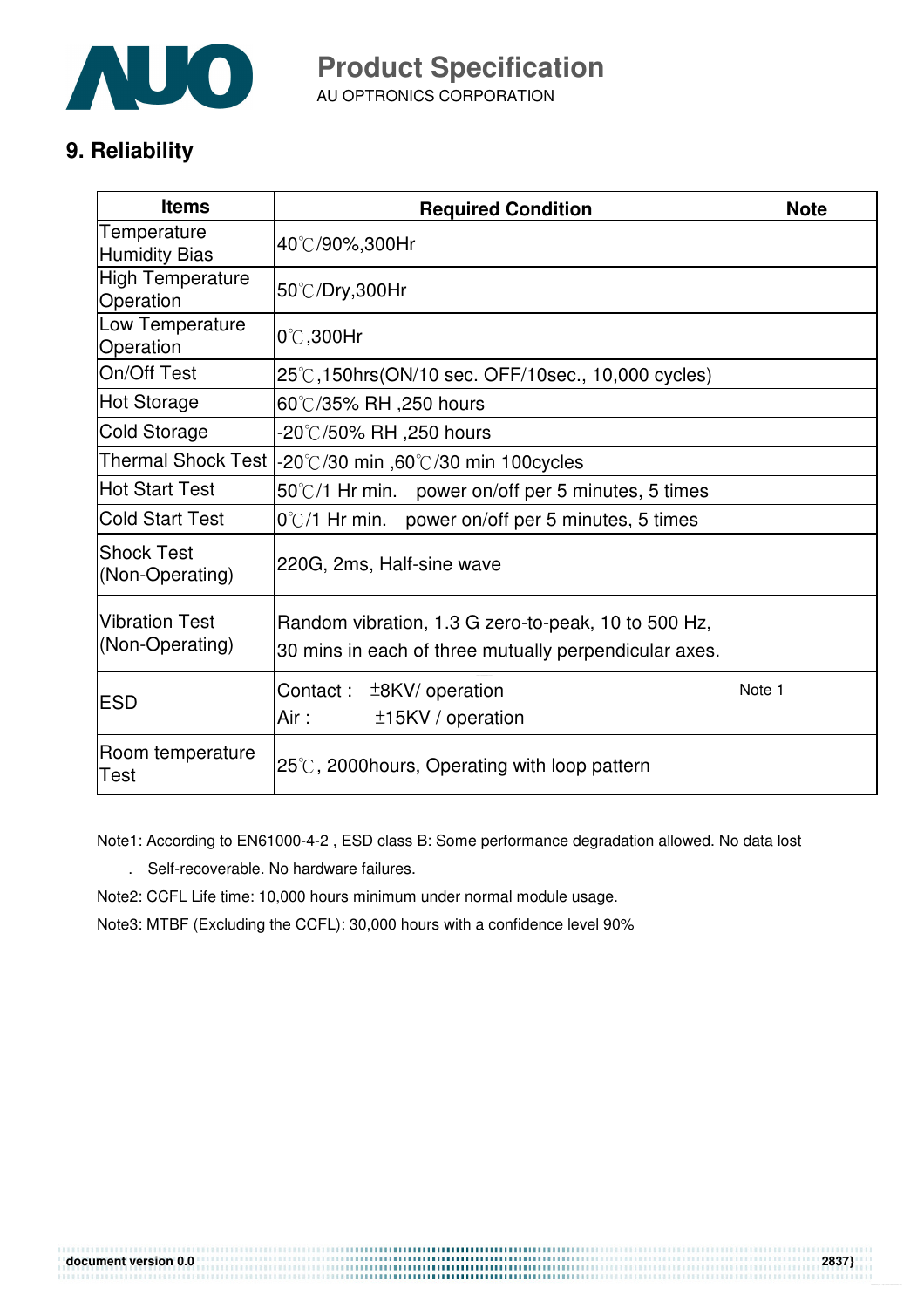## 9. Reliability

| Items | Required Condition | Note |
|---|---|---|
| Temperature Humidity Bias | 40℃/90%,300Hr | |
| High Temperature Operation | 50℃/Dry,300Hr | |
| Low Temperature Operation | 0℃,300Hr | |
| On/Off Test | 25℃,150hrs(ON/10 sec. OFF/10sec., 10,000 cycles) | |
| Hot Storage | 60℃/35% RH ,250 hours | |
| Cold Storage | -20℃/50% RH ,250 hours | |
| Thermal Shock Test | -20℃/30 min ,60℃/30 min 100cycles | |
| Hot Start Test | 50℃/1 Hr min. power on/off per 5 minutes, 5 times | |
| Cold Start Test | 0℃/1 Hr min. power on/off per 5 minutes, 5 times | |
| Shock Test (Non-Operating) | 220G, 2ms, Half-sine wave | |
| Vibration Test (Non-Operating) | Random vibration, 1.3 G zero-to-peak, 10 to 500 Hz, 30 mins in each of three mutually perpendicular axes. | |
| ESD | Contact : ±8KV/ operation<br>Air : ±15KV / operation | Note 1 |
| Room temperature Test | 25℃, 2000hours, Operating with loop pattern | |

Note1: According to EN61000-4-2 , ESD class B: Some performance degradation allowed. No data lost . Self-recoverable. No hardware failures.

Note2: CCFL Life time: 10,000 hours minimum under normal module usage.

Note3: MTBF (Excluding the CCFL): 30,000 hours with a confidence level 90%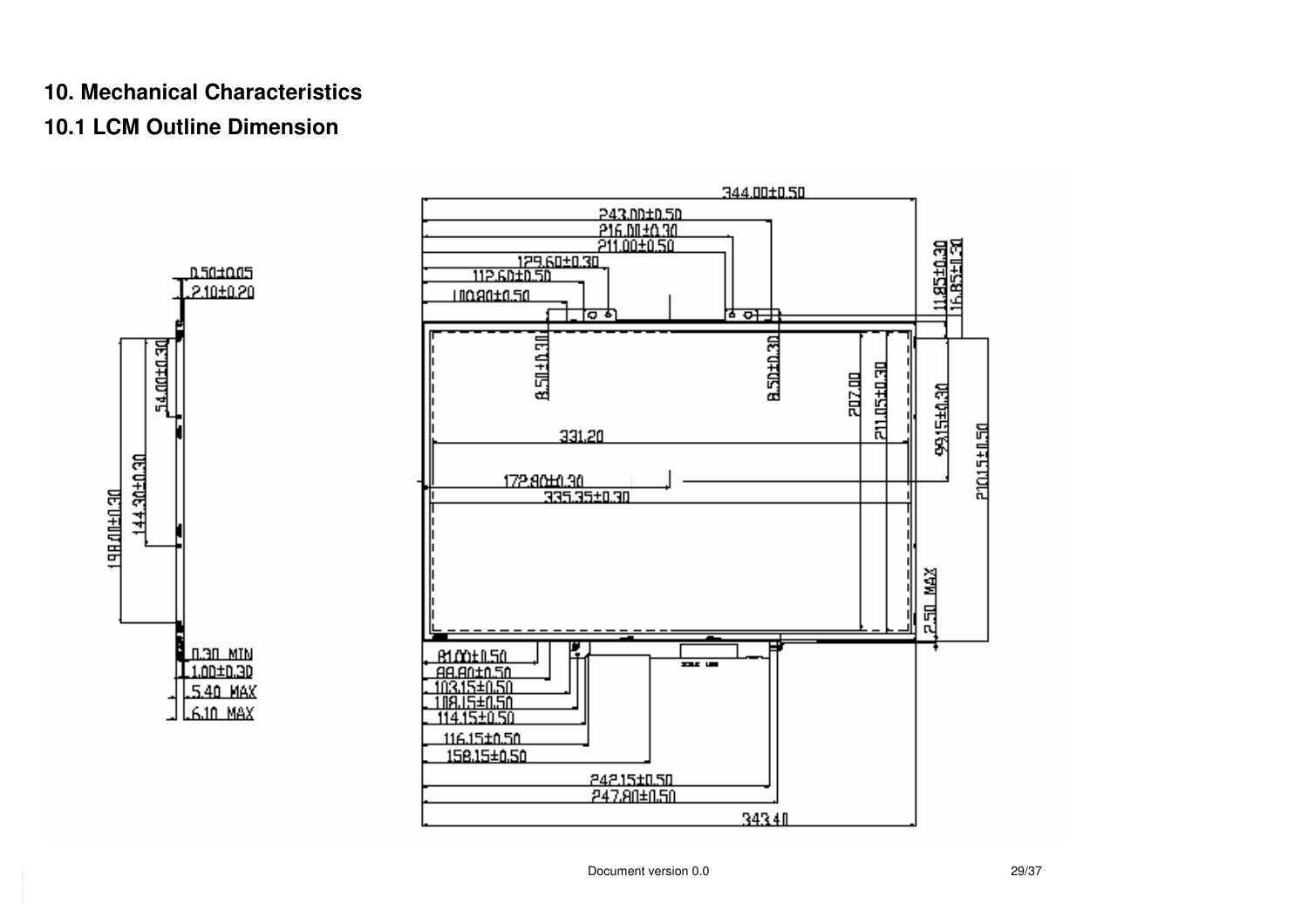## 10. Mechanical Characteristics

### 10.1 LCM Outline Dimension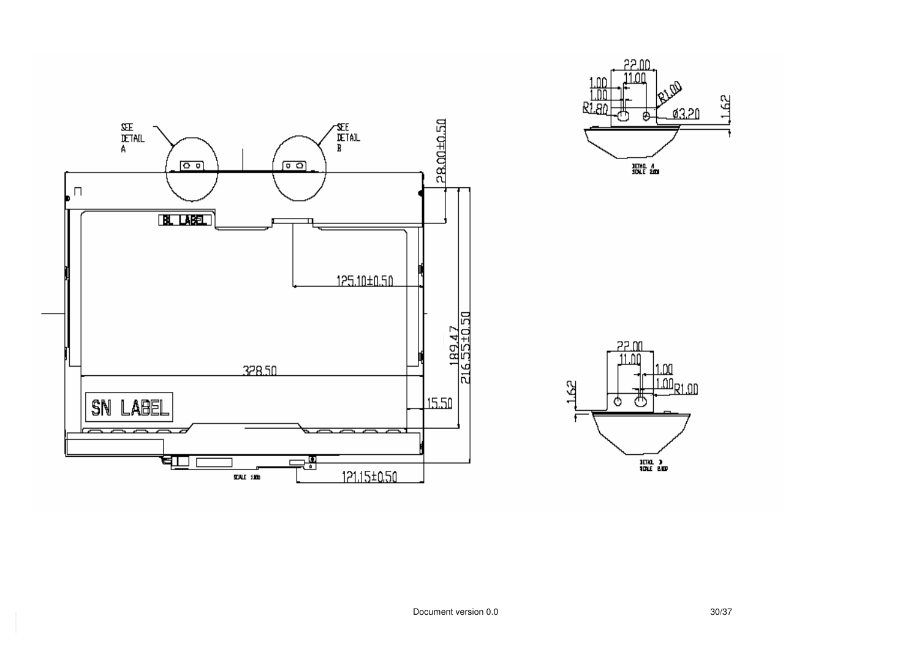SEE DETAIL A

SEE DETAIL B

28.00±0.50

BL LABEL

125.10±0.50

189.47

216.55±0.50

328.50

SN LABEL

15.50

SCALE 1.000

121.15±0.50

22.00

11.00

1.00

1.00

R1.00

R1.80

Ø3.20

1.62

DETAIL A
SCALE 2.000

22.00

11.00

1.00

1.00

R1.00

1.62

DETAIL B
SCALE 2.000

Document version 0.0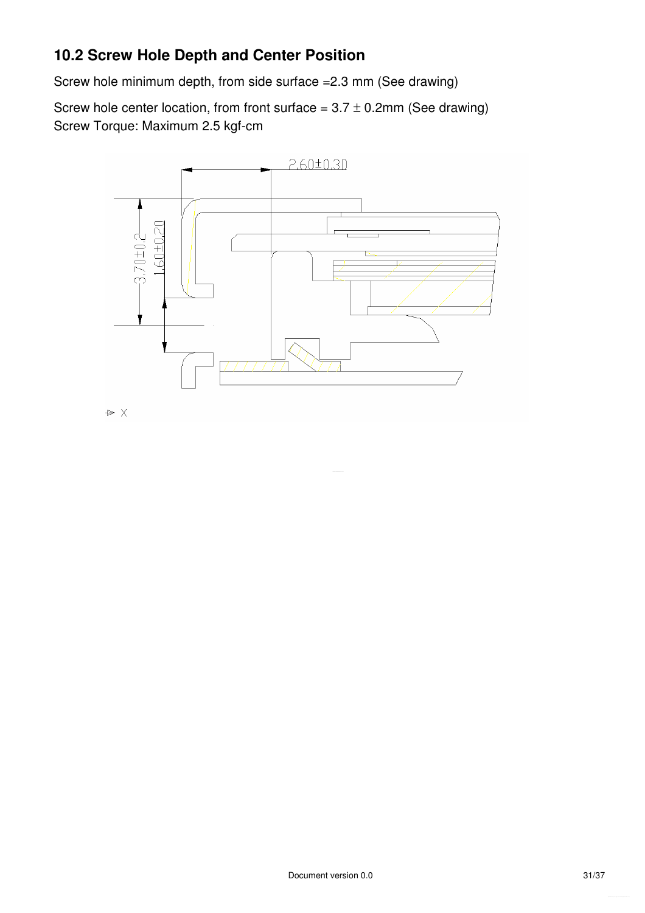## 10.2 Screw Hole Depth and Center Position

Screw hole minimum depth, from side surface =2.3 mm (See drawing)

Screw hole center location, from front surface = 3.7 ± 0.2mm (See drawing)
Screw Torque: Maximum 2.5 kgf-cm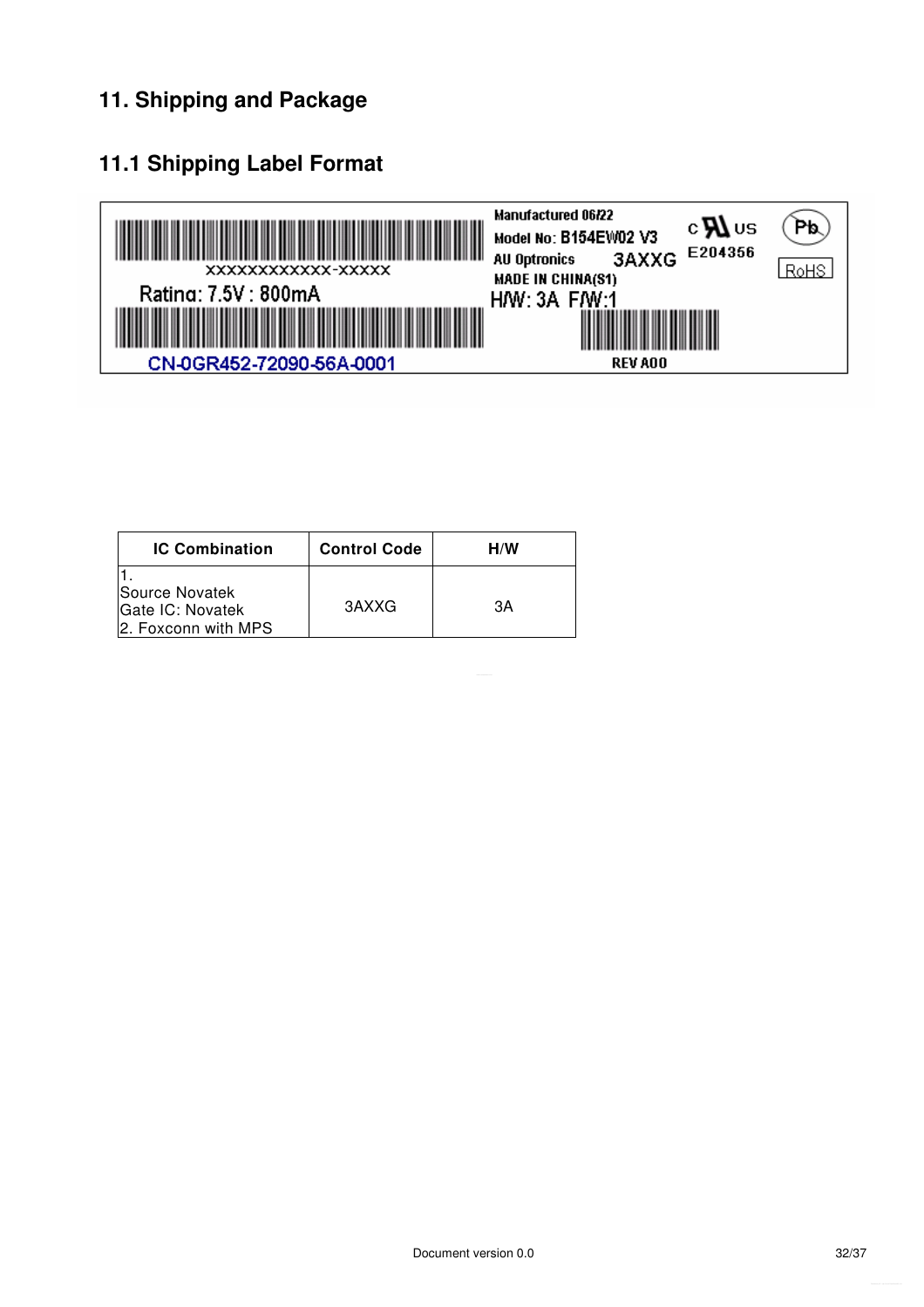# 11. Shipping and Package

## 11.1 Shipping Label Format

XXXXXXXXXXXX-XXXXX

Rating: 7.5V : 800mA

CN-0GR452-72090-56A-0001

Manufactured 06/22

Model No: B154EW02 V3

AU Optronics 3AXXG

MADE IN CHINA(S1)

H/W: 3A F/W:1

REV A00

c UL us E204356

Pb

RoHS

| IC Combination | Control Code | H/W |
|---|---|---|
| 1. Source Novatek Gate IC: Novatek 2. Foxconn with MPS | 3AXXG | 3A |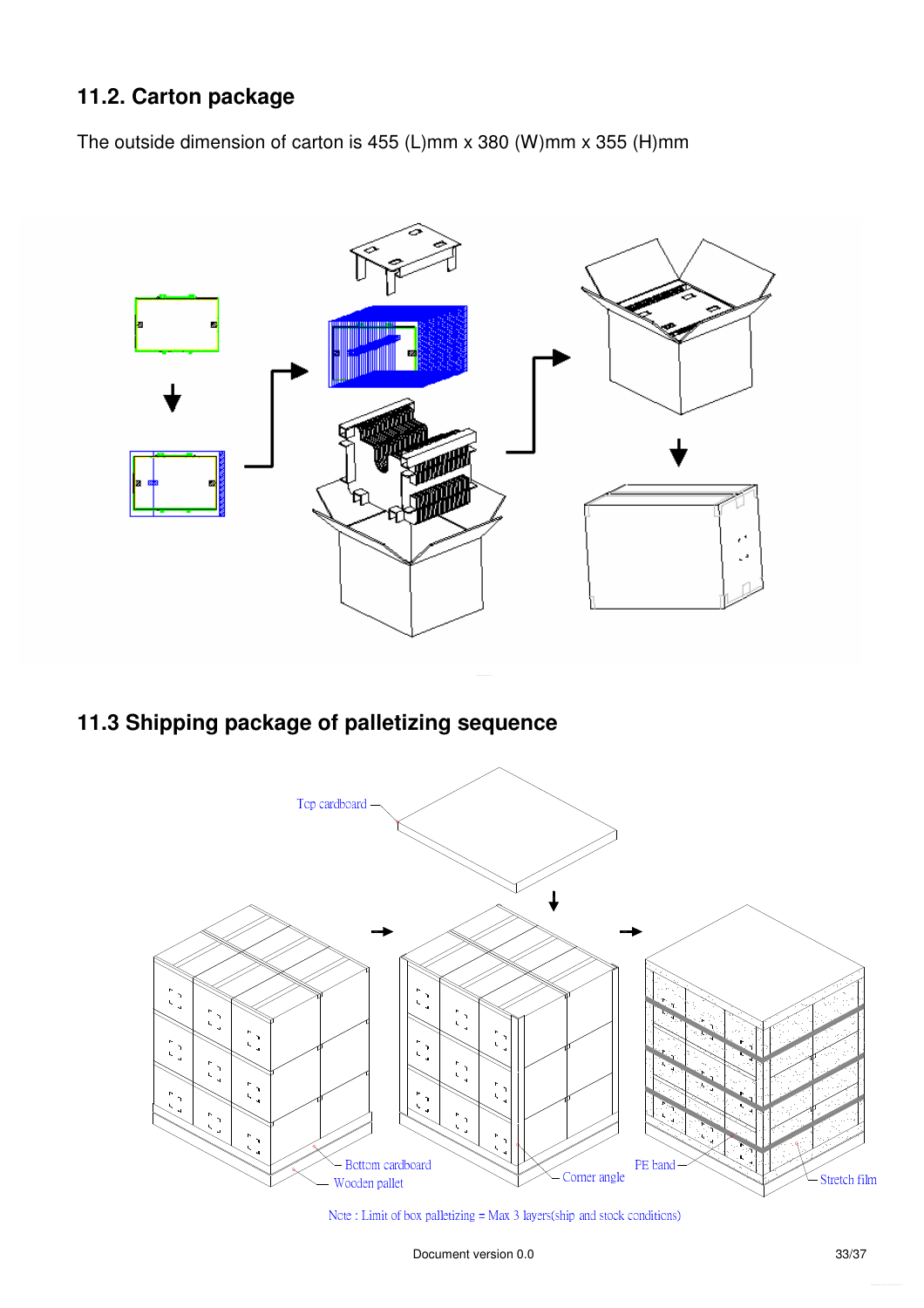## 11.2. Carton package

The outside dimension of carton is 455 (L)mm x 380 (W)mm x 355 (H)mm

## 11.3 Shipping package of palletizing sequence

Top cardboard

Bottom cardboard

Wooden pallet

Corner angle

PE band

Stretch film

Note : Limit of box palletizing = Max 3 layers(ship and stock conditions)

Document version 0.0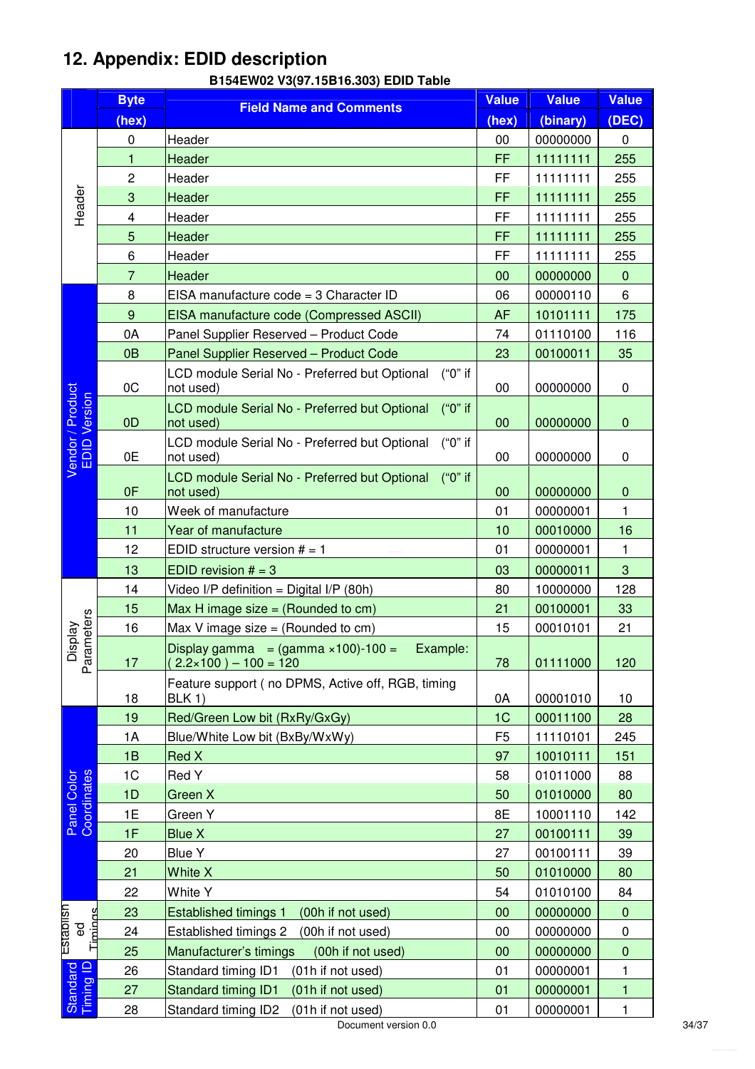# 12. Appendix: EDID description

**B154EW02 V3(97.15B16.303) EDID Table**

| | Byte (hex) | Field Name and Comments | Value (hex) | Value (binary) | Value (DEC) |
|---|---|---|---|---|---|
| Header | 0 | Header | 00 | 00000000 | 0 |
| | 1 | Header | FF | 11111111 | 255 |
| | 2 | Header | FF | 11111111 | 255 |
| | 3 | Header | FF | 11111111 | 255 |
| | 4 | Header | FF | 11111111 | 255 |
| | 5 | Header | FF | 11111111 | 255 |
| | 6 | Header | FF | 11111111 | 255 |
| | 7 | Header | 00 | 00000000 | 0 |
| Vendor / Product EDID Version | 8 | EISA manufacture code = 3 Character ID | 06 | 00000110 | 6 |
| | 9 | EISA manufacture code (Compressed ASCII) | AF | 10101111 | 175 |
| | 0A | Panel Supplier Reserved – Product Code | 74 | 01110100 | 116 |
| | 0B | Panel Supplier Reserved – Product Code | 23 | 00100011 | 35 |
| | 0C | LCD module Serial No - Preferred but Optional ("0" if not used) | 00 | 00000000 | 0 |
| | 0D | LCD module Serial No - Preferred but Optional ("0" if not used) | 00 | 00000000 | 0 |
| | 0E | LCD module Serial No - Preferred but Optional ("0" if not used) | 00 | 00000000 | 0 |
| | 0F | LCD module Serial No - Preferred but Optional ("0" if not used) | 00 | 00000000 | 0 |
| | 10 | Week of manufacture | 01 | 00000001 | 1 |
| | 11 | Year of manufacture | 10 | 00010000 | 16 |
| | 12 | EDID structure version # = 1 | 01 | 00000001 | 1 |
| | 13 | EDID revision # = 3 | 03 | 00000011 | 3 |
| Display Parameters | 14 | Video I/P definition = Digital I/P (80h) | 80 | 10000000 | 128 |
| | 15 | Max H image size = (Rounded to cm) | 21 | 00100001 | 33 |
| | 16 | Max V image size = (Rounded to cm) | 15 | 00010101 | 21 |
| | 17 | Display gamma = (gamma ×100)-100 = Example: ( 2.2×100 ) – 100 = 120 | 78 | 01111000 | 120 |
| | 18 | Feature support ( no DPMS, Active off, RGB, timing BLK 1) | 0A | 00001010 | 10 |
| Panel Color Coordinates | 19 | Red/Green Low bit (RxRy/GxGy) | 1C | 00011100 | 28 |
| | 1A | Blue/White Low bit (BxBy/WxWy) | F5 | 11110101 | 245 |
| | 1B | Red X | 97 | 10010111 | 151 |
| | 1C | Red Y | 58 | 01011000 | 88 |
| | 1D | Green X | 50 | 01010000 | 80 |
| | 1E | Green Y | 8E | 10001110 | 142 |
| | 1F | Blue X | 27 | 00100111 | 39 |
| | 20 | Blue Y | 27 | 00100111 | 39 |
| | 21 | White X | 50 | 01010000 | 80 |
| | 22 | White Y | 54 | 01010100 | 84 |
| Established Timings | 23 | Established timings 1 (00h if not used) | 00 | 00000000 | 0 |
| | 24 | Established timings 2 (00h if not used) | 00 | 00000000 | 0 |
| | 25 | Manufacturer's timings (00h if not used) | 00 | 00000000 | 0 |
| Standard Timing ID | 26 | Standard timing ID1 (01h if not used) | 01 | 00000001 | 1 |
| | 27 | Standard timing ID1 (01h if not used) | 01 | 00000001 | 1 |
| | 28 | Standard timing ID2 (01h if not used) | 01 | 00000001 | 1 |

Document version 0.0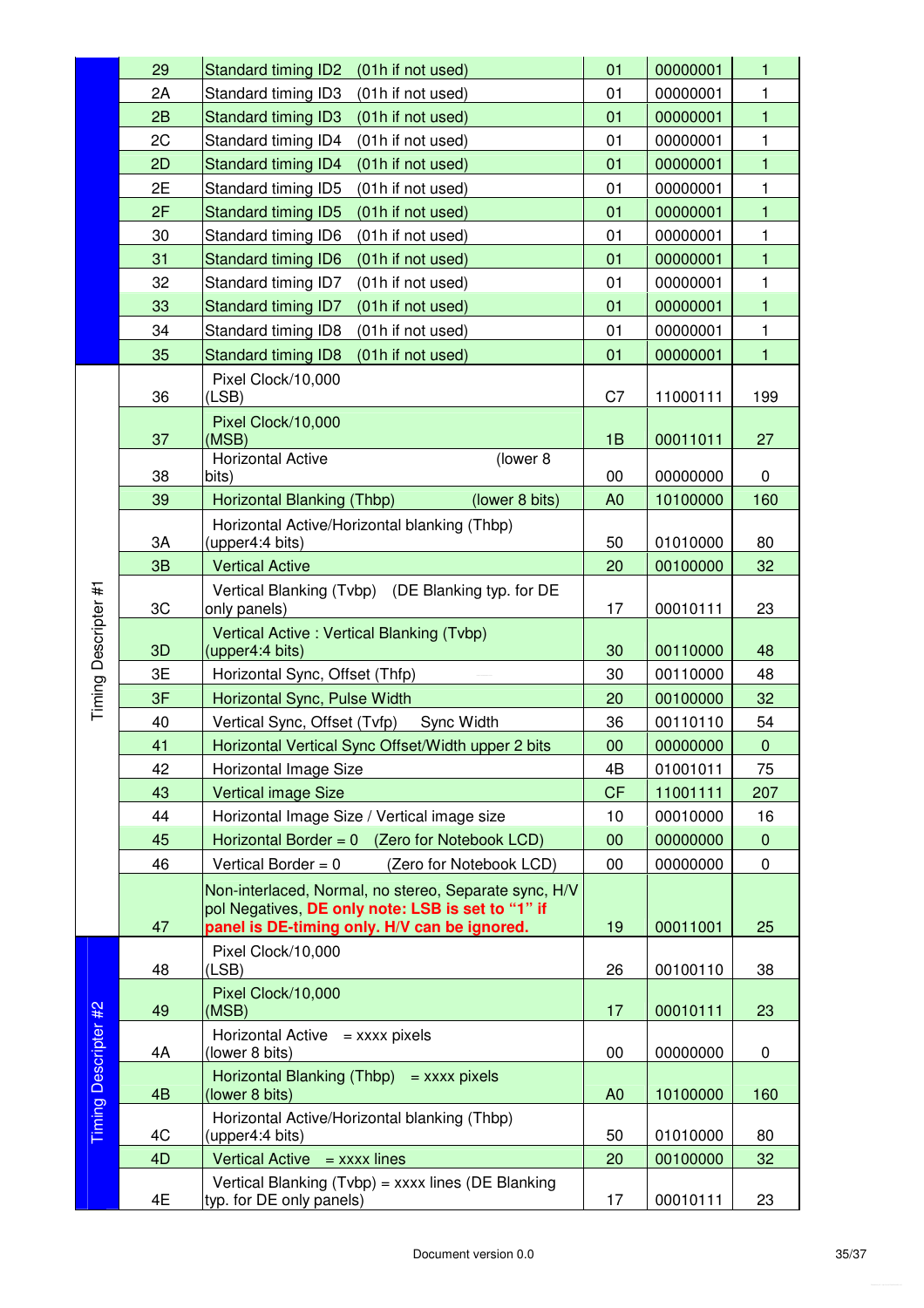| | | | | | |
|---|---|---|---|---|---|
| | 29 | Standard timing ID2 (01h if not used) | 01 | 00000001 | 1 |
| | 2A | Standard timing ID3 (01h if not used) | 01 | 00000001 | 1 |
| | 2B | Standard timing ID3 (01h if not used) | 01 | 00000001 | 1 |
| | 2C | Standard timing ID4 (01h if not used) | 01 | 00000001 | 1 |
| | 2D | Standard timing ID4 (01h if not used) | 01 | 00000001 | 1 |
| | 2E | Standard timing ID5 (01h if not used) | 01 | 00000001 | 1 |
| | 2F | Standard timing ID5 (01h if not used) | 01 | 00000001 | 1 |
| | 30 | Standard timing ID6 (01h if not used) | 01 | 00000001 | 1 |
| | 31 | Standard timing ID6 (01h if not used) | 01 | 00000001 | 1 |
| | 32 | Standard timing ID7 (01h if not used) | 01 | 00000001 | 1 |
| | 33 | Standard timing ID7 (01h if not used) | 01 | 00000001 | 1 |
| | 34 | Standard timing ID8 (01h if not used) | 01 | 00000001 | 1 |
| | 35 | Standard timing ID8 (01h if not used) | 01 | 00000001 | 1 |
| Timing Descripter #1 | 36 | Pixel Clock/10,000 (LSB) | C7 | 11000111 | 199 |
| | 37 | Pixel Clock/10,000 (MSB) | 1B | 00011011 | 27 |
| | 38 | Horizontal Active (lower 8 bits) | 00 | 00000000 | 0 |
| | 39 | Horizontal Blanking (Thbp) (lower 8 bits) | A0 | 10100000 | 160 |
| | 3A | Horizontal Active/Horizontal blanking (Thbp) (upper4:4 bits) | 50 | 01010000 | 80 |
| | 3B | Vertical Active | 20 | 00100000 | 32 |
| | 3C | Vertical Blanking (Tvbp) (DE Blanking typ. for DE only panels) | 17 | 00010111 | 23 |
| | 3D | Vertical Active : Vertical Blanking (Tvbp) (upper4:4 bits) | 30 | 00110000 | 48 |
| | 3E | Horizontal Sync, Offset (Thfp) | 30 | 00110000 | 48 |
| | 3F | Horizontal Sync, Pulse Width | 20 | 00100000 | 32 |
| | 40 | Vertical Sync, Offset (Tvfp) Sync Width | 36 | 00110110 | 54 |
| | 41 | Horizontal Vertical Sync Offset/Width upper 2 bits | 00 | 00000000 | 0 |
| | 42 | Horizontal Image Size | 4B | 01001011 | 75 |
| | 43 | Vertical image Size | CF | 11001111 | 207 |
| | 44 | Horizontal Image Size / Vertical image size | 10 | 00010000 | 16 |
| | 45 | Horizontal Border = 0 (Zero for Notebook LCD) | 00 | 00000000 | 0 |
| | 46 | Vertical Border = 0 (Zero for Notebook LCD) | 00 | 00000000 | 0 |
| | 47 | Non-interlaced, Normal, no stereo, Separate sync, H/V pol Negatives, **DE only note: LSB is set to "1" if panel is DE-timing only. H/V can be ignored.** | 19 | 00011001 | 25 |
| Timing Descripter #2 | 48 | Pixel Clock/10,000 (LSB) | 26 | 00100110 | 38 |
| | 49 | Pixel Clock/10,000 (MSB) | 17 | 00010111 | 23 |
| | 4A | Horizontal Active = xxxx pixels (lower 8 bits) | 00 | 00000000 | 0 |
| | 4B | Horizontal Blanking (Thbp) = xxxx pixels (lower 8 bits) | A0 | 10100000 | 160 |
| | 4C | Horizontal Active/Horizontal blanking (Thbp) (upper4:4 bits) | 50 | 01010000 | 80 |
| | 4D | Vertical Active = xxxx lines | 20 | 00100000 | 32 |
| | 4E | Vertical Blanking (Tvbp) = xxxx lines (DE Blanking typ. for DE only panels) | 17 | 00010111 | 23 |

Document version 0.0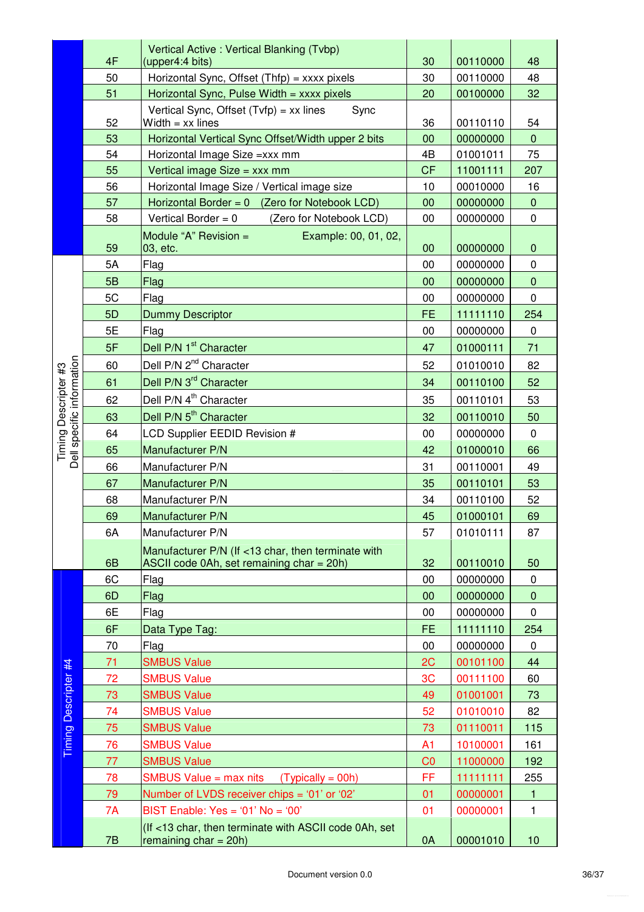| | Address | Description | Hex | Binary | Dec |
|---|---|---|---|---|---|
| | 4F | Vertical Active : Vertical Blanking (Tvbp) (upper4:4 bits) | 30 | 00110000 | 48 |
| | 50 | Horizontal Sync, Offset (Thfp) = xxxx pixels | 30 | 00110000 | 48 |
| | 51 | Horizontal Sync, Pulse Width = xxxx pixels | 20 | 00100000 | 32 |
| | 52 | Vertical Sync, Offset (Tvfp) = xx lines Sync Width = xx lines | 36 | 00110110 | 54 |
| | 53 | Horizontal Vertical Sync Offset/Width upper 2 bits | 00 | 00000000 | 0 |
| | 54 | Horizontal Image Size =xxx mm | 4B | 01001011 | 75 |
| | 55 | Vertical image Size = xxx mm | CF | 11001111 | 207 |
| | 56 | Horizontal Image Size / Vertical image size | 10 | 00010000 | 16 |
| | 57 | Horizontal Border = 0 (Zero for Notebook LCD) | 00 | 00000000 | 0 |
| | 58 | Vertical Border = 0 (Zero for Notebook LCD) | 00 | 00000000 | 0 |
| | 59 | Module "A" Revision = Example: 00, 01, 02, 03, etc. | 00 | 00000000 | 0 |
| Timing Descripter #3 Dell specific information | 5A | Flag | 00 | 00000000 | 0 |
| | 5B | Flag | 00 | 00000000 | 0 |
| | 5C | Flag | 00 | 00000000 | 0 |
| | 5D | Dummy Descriptor | FE | 11111110 | 254 |
| | 5E | Flag | 00 | 00000000 | 0 |
| | 5F | Dell P/N 1st Character | 47 | 01000111 | 71 |
| | 60 | Dell P/N 2nd Character | 52 | 01010010 | 82 |
| | 61 | Dell P/N 3rd Character | 34 | 00110100 | 52 |
| | 62 | Dell P/N 4th Character | 35 | 00110101 | 53 |
| | 63 | Dell P/N 5th Character | 32 | 00110010 | 50 |
| | 64 | LCD Supplier EEDID Revision # | 00 | 00000000 | 0 |
| | 65 | Manufacturer P/N | 42 | 01000010 | 66 |
| | 66 | Manufacturer P/N | 31 | 00110001 | 49 |
| | 67 | Manufacturer P/N | 35 | 00110101 | 53 |
| | 68 | Manufacturer P/N | 34 | 00110100 | 52 |
| | 69 | Manufacturer P/N | 45 | 01000101 | 69 |
| | 6A | Manufacturer P/N | 57 | 01010111 | 87 |
| | 6B | Manufacturer P/N (If <13 char, then terminate with ASCII code 0Ah, set remaining char = 20h) | 32 | 00110010 | 50 |
| Timing Descripter #4 | 6C | Flag | 00 | 00000000 | 0 |
| | 6D | Flag | 00 | 00000000 | 0 |
| | 6E | Flag | 00 | 00000000 | 0 |
| | 6F | Data Type Tag: | FE | 11111110 | 254 |
| | 70 | Flag | 00 | 00000000 | 0 |
| | 71 | SMBUS Value | 2C | 00101100 | 44 |
| | 72 | SMBUS Value | 3C | 00111100 | 60 |
| | 73 | SMBUS Value | 49 | 01001001 | 73 |
| | 74 | SMBUS Value | 52 | 01010010 | 82 |
| | 75 | SMBUS Value | 73 | 01110011 | 115 |
| | 76 | SMBUS Value | A1 | 10100001 | 161 |
| | 77 | SMBUS Value | C0 | 11000000 | 192 |
| | 78 | SMBUS Value = max nits (Typically = 00h) | FF | 11111111 | 255 |
| | 79 | Number of LVDS receiver chips = '01' or '02' | 01 | 00000001 | 1 |
| | 7A | BIST Enable: Yes = '01' No = '00' | 01 | 00000001 | 1 |
| | 7B | (If <13 char, then terminate with ASCII code 0Ah, set remaining char = 20h) | 0A | 00001010 | 10 |

Document version 0.0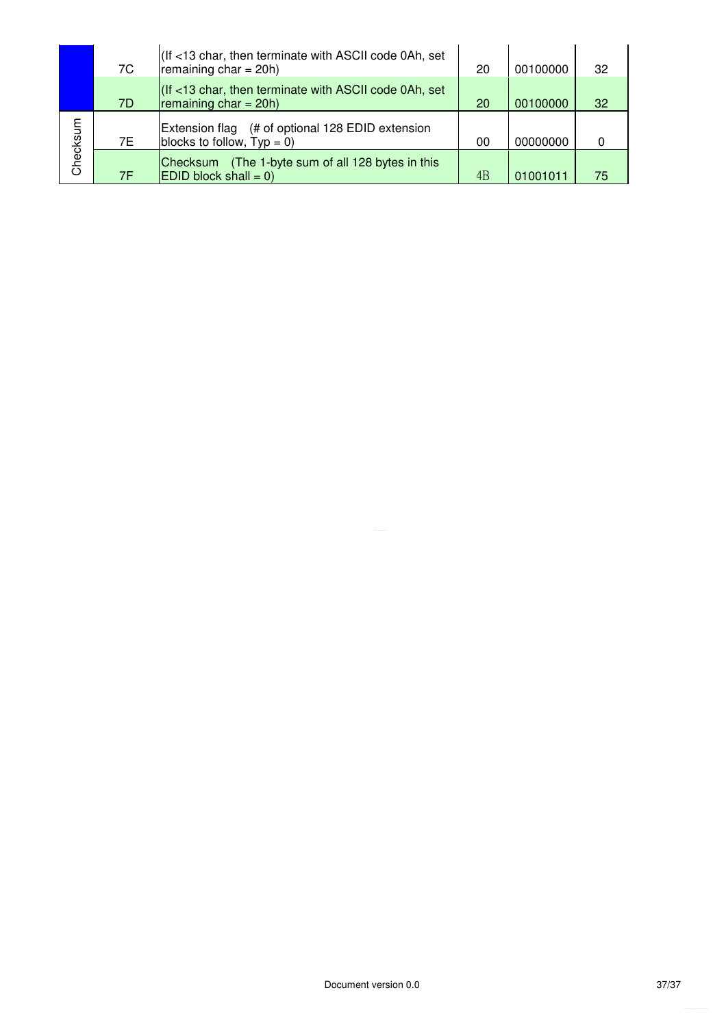| | | | | | |
|---|---|---|---|---|---|
| | 7C | (If <13 char, then terminate with ASCII code 0Ah, set remaining char = 20h) | 20 | 00100000 | 32 |
| | 7D | (If <13 char, then terminate with ASCII code 0Ah, set remaining char = 20h) | 20 | 00100000 | 32 |
| Checksum | 7E | Extension flag (# of optional 128 EDID extension blocks to follow, Typ = 0) | 00 | 00000000 | 0 |
| | 7F | Checksum (The 1-byte sum of all 128 bytes in this EDID block shall = 0) | 4B | 01001011 | 75 |

Document version 0.0